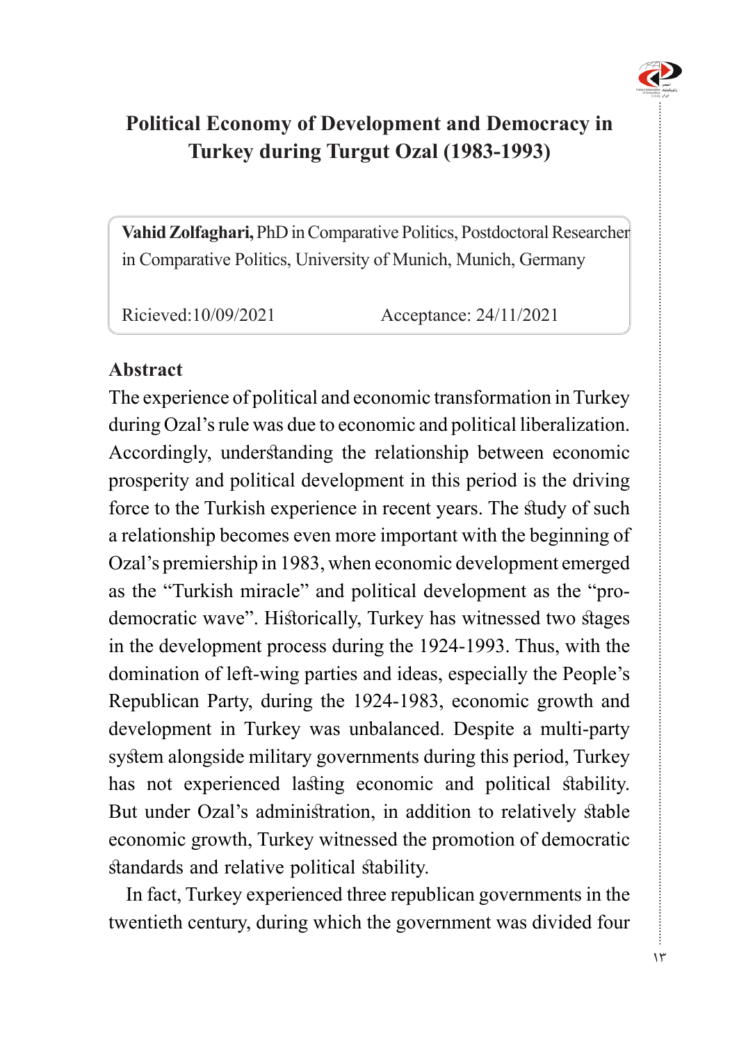# Political Economy of Development and Democracy in Turkey during Turgut Ozal (1983-1993)

**Vahid Zolfaghari,** PhD in Comparative Politics, Postdoctoral Researcher in Comparative Politics, University of Munich, Munich, Germany

Ricieved:10/09/2021 Acceptance: 24/11/2021

## Abstract

The experience of political and economic transformation in Turkey during Ozal's rule was due to economic and political liberalization. Accordingly, understanding the relationship between economic prosperity and political development in this period is the driving force to the Turkish experience in recent years. The study of such a relationship becomes even more important with the beginning of Ozal's premiership in 1983, when economic development emerged as the "Turkish miracle" and political development as the "pro-democratic wave". Historically, Turkey has witnessed two stages in the development process during the 1924-1993. Thus, with the domination of left-wing parties and ideas, especially the People's Republican Party, during the 1924-1983, economic growth and development in Turkey was unbalanced. Despite a multi-party system alongside military governments during this period, Turkey has not experienced lasting economic and political stability. But under Ozal's administration, in addition to relatively stable economic growth, Turkey witnessed the promotion of democratic standards and relative political stability.

In fact, Turkey experienced three republican governments in the twentieth century, during which the government was divided four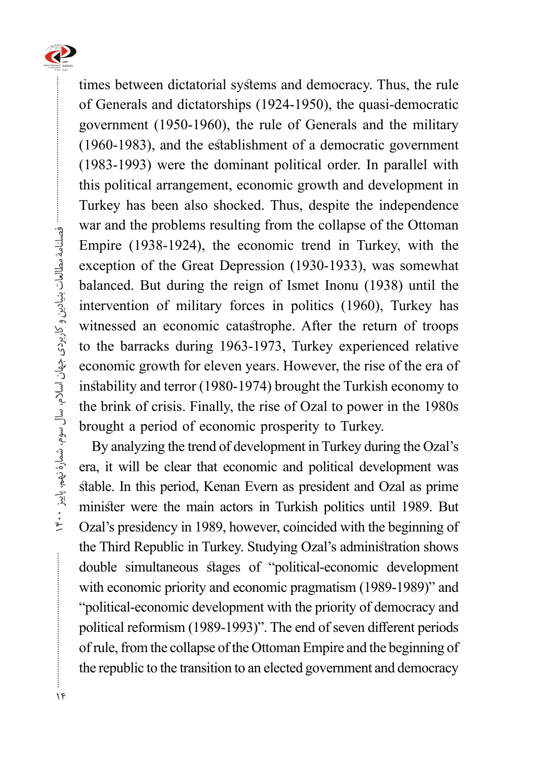times between dictatorial systems and democracy. Thus, the rule of Generals and dictatorships (1924-1950), the quasi-democratic government (1950-1960), the rule of Generals and the military (1960-1983), and the establishment of a democratic government (1983-1993) were the dominant political order. In parallel with this political arrangement, economic growth and development in Turkey has been also shocked. Thus, despite the independence war and the problems resulting from the collapse of the Ottoman Empire (1938-1924), the economic trend in Turkey, with the exception of the Great Depression (1930-1933), was somewhat balanced. But during the reign of Ismet Inonu (1938) until the intervention of military forces in politics (1960), Turkey has witnessed an economic catastrophe. After the return of troops to the barracks during 1963-1973, Turkey experienced relative economic growth for eleven years. However, the rise of the era of instability and terror (1980-1974) brought the Turkish economy to the brink of crisis. Finally, the rise of Ozal to power in the 1980s brought a period of economic prosperity to Turkey.

By analyzing the trend of development in Turkey during the Ozal's era, it will be clear that economic and political development was stable. In this period, Kenan Evern as president and Ozal as prime minister were the main actors in Turkish politics until 1989. But Ozal's presidency in 1989, however, coincided with the beginning of the Third Republic in Turkey. Studying Ozal's administration shows double simultaneous stages of "political-economic development with economic priority and economic pragmatism (1989-1989)" and "political-economic development with the priority of democracy and political reformism (1989-1993)". The end of seven different periods of rule, from the collapse of the Ottoman Empire and the beginning of the republic to the transition to an elected government and democracy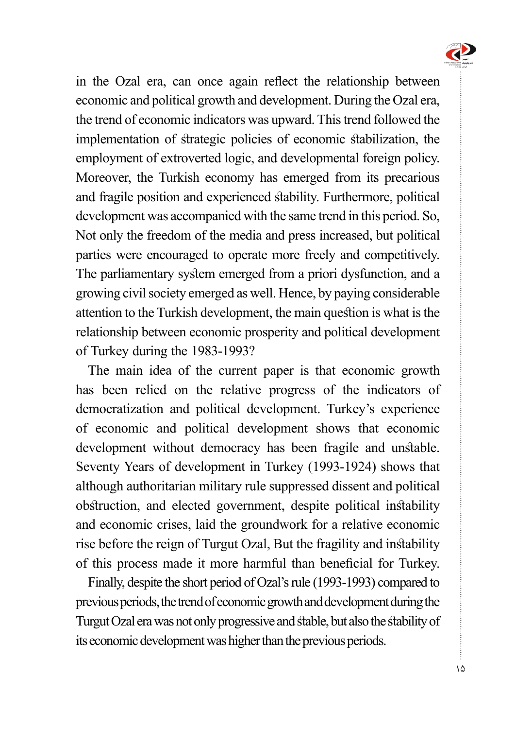in the Ozal era, can once again reflect the relationship between economic and political growth and development. During the Ozal era, the trend of economic indicators was upward. This trend followed the implementation of strategic policies of economic stabilization, the employment of extroverted logic, and developmental foreign policy. Moreover, the Turkish economy has emerged from its precarious and fragile position and experienced stability. Furthermore, political development was accompanied with the same trend in this period. So, Not only the freedom of the media and press increased, but political parties were encouraged to operate more freely and competitively. The parliamentary system emerged from a priori dysfunction, and a growing civil society emerged as well. Hence, by paying considerable attention to the Turkish development, the main question is what is the relationship between economic prosperity and political development of Turkey during the 1983-1993?

The main idea of the current paper is that economic growth has been relied on the relative progress of the indicators of democratization and political development. Turkey's experience of economic and political development shows that economic development without democracy has been fragile and unstable. Seventy Years of development in Turkey (1993-1924) shows that although authoritarian military rule suppressed dissent and political obstruction, and elected government, despite political instability and economic crises, laid the groundwork for a relative economic rise before the reign of Turgut Ozal, But the fragility and instability of this process made it more harmful than beneficial for Turkey.

Finally, despite the short period of Ozal's rule (1993-1993) compared to previous periods, the trend of economic growth and development during the Turgut Ozal era was not only progressive and stable, but also the stability of its economic development was higher than the previous periods.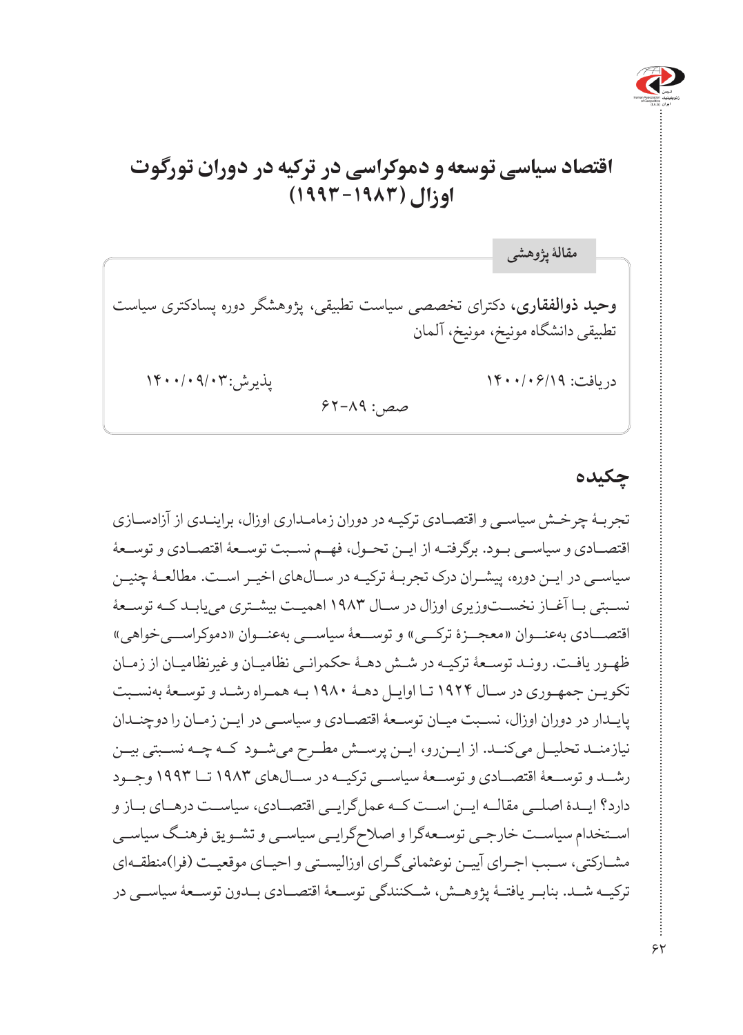# اقتصاد سیاسی توسعه و دموکراسی در ترکیه در دوران تورگوت اوزال (۱۹۸۳-۱۹۹۳)

**مقالۀ پژوهشی**

**وحید ذوالفقاری،** دکترای تخصصی سیاست تطبیقی، پژوهشگر دوره پسادکتری سیاست تطبیقی دانشگاه مونیخ، مونیخ، آلمان

دریافت: ۱۴۰۰/۰۶/۱۹ پذیرش:۱۴۰۰/۰۹/۰۳

صص: ۸۹-۶۲

## چکیده

تجربۀ چرخش سیاسی و اقتصادی ترکیه در دوران زمامداری اوزال، برایندی از آزادسازی اقتصادی و سیاسی بود. برگرفته از این تحول، فهم نسبت توسعۀ اقتصادی و توسعۀ سیاسی در این دوره، پیشران درک تجربۀ ترکیه در سال‌های اخیر است. مطالعۀ چنین نسبتی با آغاز نخست‌وزیری اوزال در سال ۱۹۸۳ اهمیت بیشتری می‌یابد که توسعۀ اقتصادی به‌عنوان «معجزۀ ترکی» و توسعۀ سیاسی به‌عنوان «دموکراسی‌خواهی» ظهور یافت. روند توسعۀ ترکیه در شش دهۀ حکمرانی نظامیان و غیرنظامیان از زمان تکوین جمهوری در سال ۱۹۲۴ تا اوایل دهۀ ۱۹۸۰ به همراه رشد و توسعۀ به‌نسبت پایدار در دوران اوزال، نسبت میان توسعۀ اقتصادی و سیاسی در این زمان را دوچندان نیازمند تحلیل می‌کند. از این‌رو، این پرسش مطرح می‌شود که چه نسبتی بین رشد و توسعۀ اقتصادی و توسعۀ سیاسی ترکیه در سال‌های ۱۹۸۳ تا ۱۹۹۳ وجود دارد؟ ایدۀ اصلی مقاله این است که عمل‌گرایی اقتصادی، سیاست درهای باز و استخدام سیاست خارجی توسعه‌گرا و اصلاح‌گرایی سیاسی و تشویق فرهنگ سیاسی مشارکتی، سبب اجرای آیین نوعثمانی‌گرای اوزالیستی و احیای موقعیت (فرا)منطقه‌ای ترکیه شد. بنابر یافتۀ پژوهش، شکنندگی توسعۀ اقتصادی بدون توسعۀ سیاسی در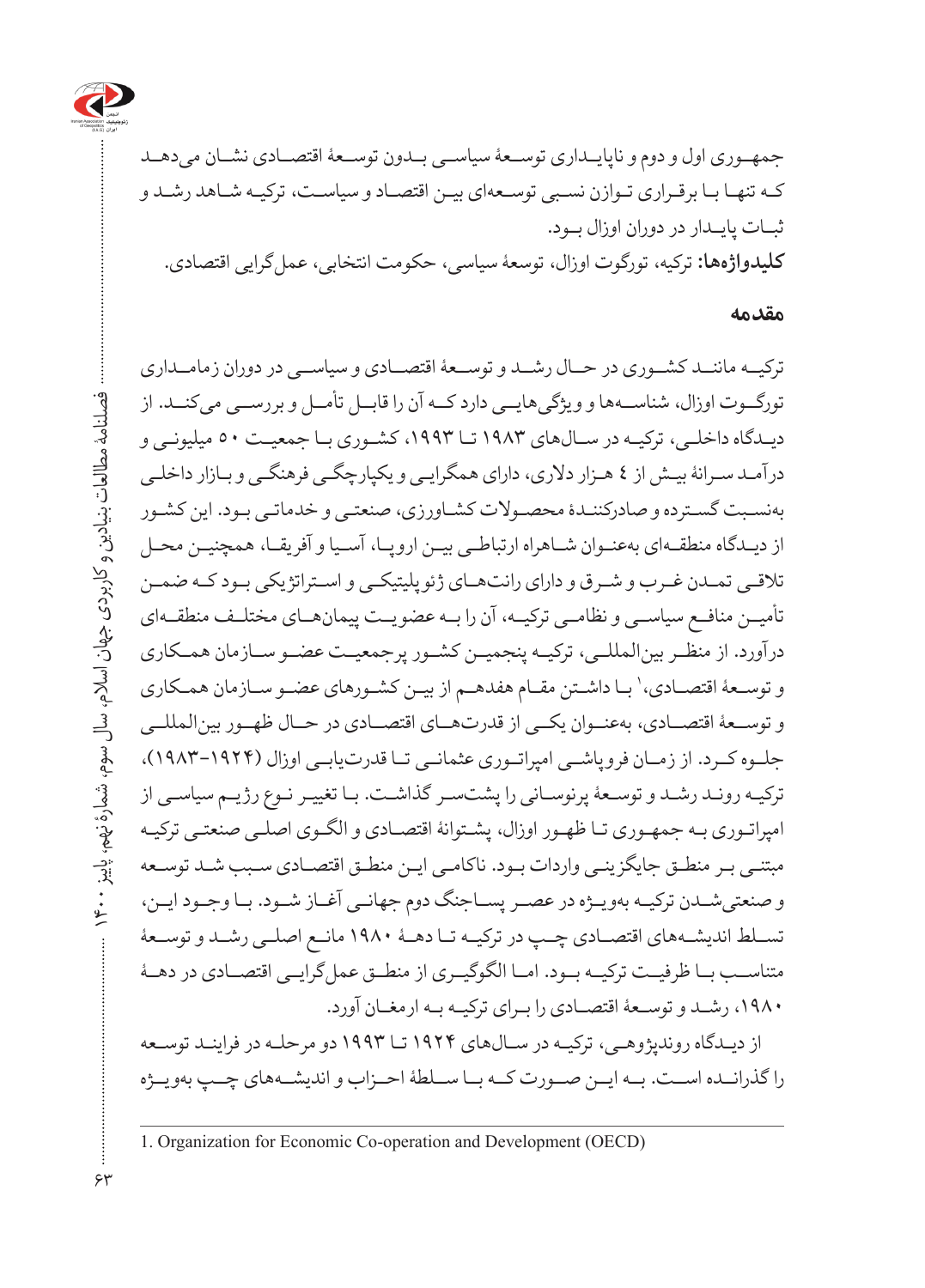جمهـوری اول و دوم و ناپایـداری توسـعهٔ سیاسـی بـدون توسـعهٔ اقتصـادی نشـان می‌دهـد کـه تنهـا بـا برقـراری تـوازن نسـبی توسـعه‌ای بیـن اقتصـاد و سیاسـت، ترکیـه شـاهد رشـد و ثبـات پایـدار در دوران اوزال بـود.

**کلیدواژه‌ها:** ترکیه، تورگوت اوزال، توسعهٔ سیاسی، حکومت انتخابی، عمل‌گرایی اقتصادی.

## مقدمه

ترکیـه ماننـد کشـوری در حـال رشـد و توسـعهٔ اقتصـادی و سیاسـی در دوران زمامـداری تورگـوت اوزال، شناسـه‌ها و ویژگی‌هایـی دارد کـه آن را قابـل تأمـل و بررسـی می‌کنـد. از دیـدگاه داخلـی، ترکیـه در سـال‌های ۱۹۸۳ تـا ۱۹۹۳، کشـوری بـا جمعیـت ۵۰ میلیونـی و درآمـد سـرانهٔ بیـش از ٤ هـزار دلاری، دارای همگرایـی و یکپارچگـی فرهنگـی و بـازار داخلـی به‌نسـبت گسـترده و صادرکننـدهٔ محصـولات کشـاورزی، صنعتـی و خدماتـی بـود. این کشـور از دیـدگاه منطقـه‌ای به‌عنـوان شـاهراه ارتباطـی بیـن اروپـا، آسـیا و آفریقـا، همچنیـن محـل تلاقـی تمـدن غـرب و شـرق و دارای رانت‌هـای ژئوپلیتیکـی و اسـتراتژیکی بـود کـه ضمـن تأمیـن منافـع سیاسـی و نظامـی ترکیـه، آن را بـه عضویـت پیمان‌هـای مختلـف منطقـه‌ای درآورد. از منظـر بین‌المللـی، ترکیـه پنجمیـن کشـور پرجمعیـت عضـو سـازمان همـکاری و توسـعهٔ اقتصـادی،[1] بـا داشـتن مقـام هفدهـم از بیـن کشـورهای عضـو سـازمان همـکاری و توسـعهٔ اقتصـادی، به‌عنـوان یکـی از قدرت‌هـای اقتصـادی در حـال ظهـور بین‌المللـی جلـوه کـرد. از زمـان فروپاشـی امپراتـوری عثمانـی تـا قدرت‌یابـی اوزال (۱۹۲۴-۱۹۸۳)، ترکیـه رونـد رشـد و توسـعهٔ پرنوسـانی را پشت‌سـر گذاشـت. بـا تغییـر نـوع رژیـم سیاسـی از امپراتـوری بـه جمهـوری تـا ظهـور اوزال، پشـتوانهٔ اقتصـادی و الگـوی اصلـی صنعتـی ترکیـه مبتنـی بـر منطـق جایگزینـی واردات بـود. ناکامـی ایـن منطـق اقتصـادی سـبب شـد توسـعه و صنعتی‌شـدن ترکیـه به‌ویـژه در عصـر پسـاجنگ دوم جهانـی آغـاز شـود. بـا وجـود ایـن، تسـلط اندیشـه‌های اقتصـادی چـپ در ترکیـه تـا دهـهٔ ۱۹۸۰ مانـع اصلـی رشـد و توسـعهٔ متناسـب بـا ظرفیـت ترکیـه بـود. امـا الگوگیـری از منطـق عمل‌گرایـی اقتصـادی در دهـهٔ ۱۹۸۰، رشـد و توسـعهٔ اقتصـادی را بـرای ترکیـه بـه ارمغـان آورد.

از دیـدگاه رونـدپژوهـی، ترکیـه در سـال‌های ۱۹۲۴ تـا ۱۹۹۳ دو مرحلـه در فراینـد توسـعه را گذرانـده اسـت. بـه ایـن صـورت کـه بـا سـلطهٔ احـزاب و اندیشـه‌های چـپ به‌ویـژه

1. Organization for Economic Co-operation and Development (OECD)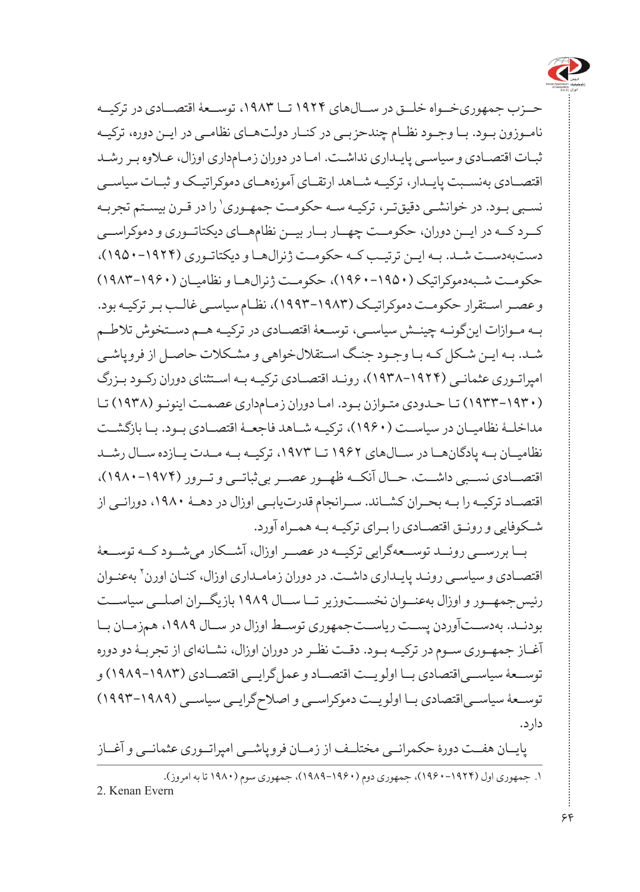حــزب جمهوری‌خــواه خلــق در ســال‌های ۱۹۲۴ تــا ۱۹۸۳، توســعهٔ اقتصــادی در ترکیــه نامــوزون بــود. بــا وجــود نظــام چندحزبــی در کنــار دولت‌هــای نظامــی در ایــن دوره، ترکیــه ثبــات اقتصــادی و سیاســی پایــداری نداشــت. امــا در دوران زمــامداری اوزال، عــلاوه بــر رشــد اقتصــادی به‌نســبت پایــدار، ترکیــه شــاهد ارتقــای آموزه‌هــای دموکراتیــک و ثبــات سیاســی نســبی بــود. در خوانشــی دقیق‌تــر، ترکیــه ســه حکومــت جمهــوری[1] را در قــرن بیســتم تجربــه کــرد کــه در ایــن دوران، حکومــت چهــار بــار بیــن نظام‌هــای دیکتاتــوری و دموکراســی دست‌به‌دســت شــد. بــه ایــن ترتیــب کــه حکومــت ژنرال‌هــا و دیکتاتــوری (۱۹۲۴-۱۹۵۰)، حکومــت شــبه‌دموکراتیک (۱۹۵۰-۱۹۶۰)، حکومــت ژنرال‌هــا و نظامیــان (۱۹۶۰-۱۹۸۳) و عصــر اســتقرار حکومــت دموکراتیــک (۱۹۸۳-۱۹۹۳)، نظــام سیاســی غالــب بــر ترکیــه بود. بــه مــوازات این‌گونــه چینــش سیاســی، توســعهٔ اقتصــادی در ترکیــه هــم دســتخوش تلاطــم شــد. بــه ایــن شــکل کــه بــا وجــود جنــگ اســتقلال‌خواهی و مشــکلات حاصــل از فروپاشــی امپراتــوری عثمانــی (۱۹۲۴-۱۹۳۸)، رونــد اقتصــادی ترکیــه بــه اســتثنای دوران رکــود بــزرگ (۱۹۳۰-۱۹۳۳) تــا حــدودی متــوازن بــود. امــا دوران زمــامداری عصمــت اینونــو (۱۹۳۸) تــا مداخلــهٔ نظامیــان در سیاســت (۱۹۶۰)، ترکیــه شــاهد فاجعــهٔ اقتصــادی بــود. بــا بازگشــت نظامیــان بــه پادگان‌هــا در ســال‌های ۱۹۶۲ تــا ۱۹۷۳، ترکیــه بــه مــدت یــازده ســال رشــد اقتصــادی نســبی داشــت. حــال آنکــه ظهــور عصــر بی‌ثباتــی و تــرور (۱۹۷۴-۱۹۸۰)، اقتصــاد ترکیــه را بــه بحــران کشــاند. ســرانجام قدرت‌یابــی اوزال در دهــهٔ ۱۹۸۰، دورانــی از شــکوفایی و رونــق اقتصــادی را بــرای ترکیــه بــه همــراه آورد.

بــا بررســی رونــد توســعه‌گرایی ترکیــه در عصــر اوزال، آشــکار می‌شــود کــه توســعهٔ اقتصــادی و سیاســی رونــد پایــداری داشــت. در دوران زمامــداری اوزال، کنــان اورن[2] به‌عنــوان رئیس‌جمهــور و اوزال به‌عنــوان نخســت‌وزیر تــا ســال ۱۹۸۹ بازیگــران اصلــی سیاســت بودنــد. به‌دســت‌آوردن پســت ریاســت‌جمهوری توســط اوزال در ســال ۱۹۸۹، هم‌زمــان بــا آغــاز جمهــوری ســوم در ترکیــه بــود. دقــت نظــر در دوران اوزال، نشــانه‌ای از تجربــهٔ دو دوره توســعهٔ سیاســی‌اقتصادی بــا اولویــت اقتصــاد و عمل‌گرایــی اقتصــادی (۱۹۸۳-۱۹۸۹) و توســعهٔ سیاســی‌اقتصادی بــا اولویــت دموکراســی و اصلاح‌گرایــی سیاســی (۱۹۸۹-۱۹۹۳) دارد.

پایــان هفــت دورهٔ حکمرانــی مختلــف از زمــان فروپاشــی امپراتــوری عثمانــی و آغــاز

---

۱. جمهوری اول (۱۹۲۴-۱۹۶۰)، جمهوری دوم (۱۹۶۰-۱۹۸۹)، جمهوری سوم (۱۹۸۰ تا به امروز).

2. Kenan Evern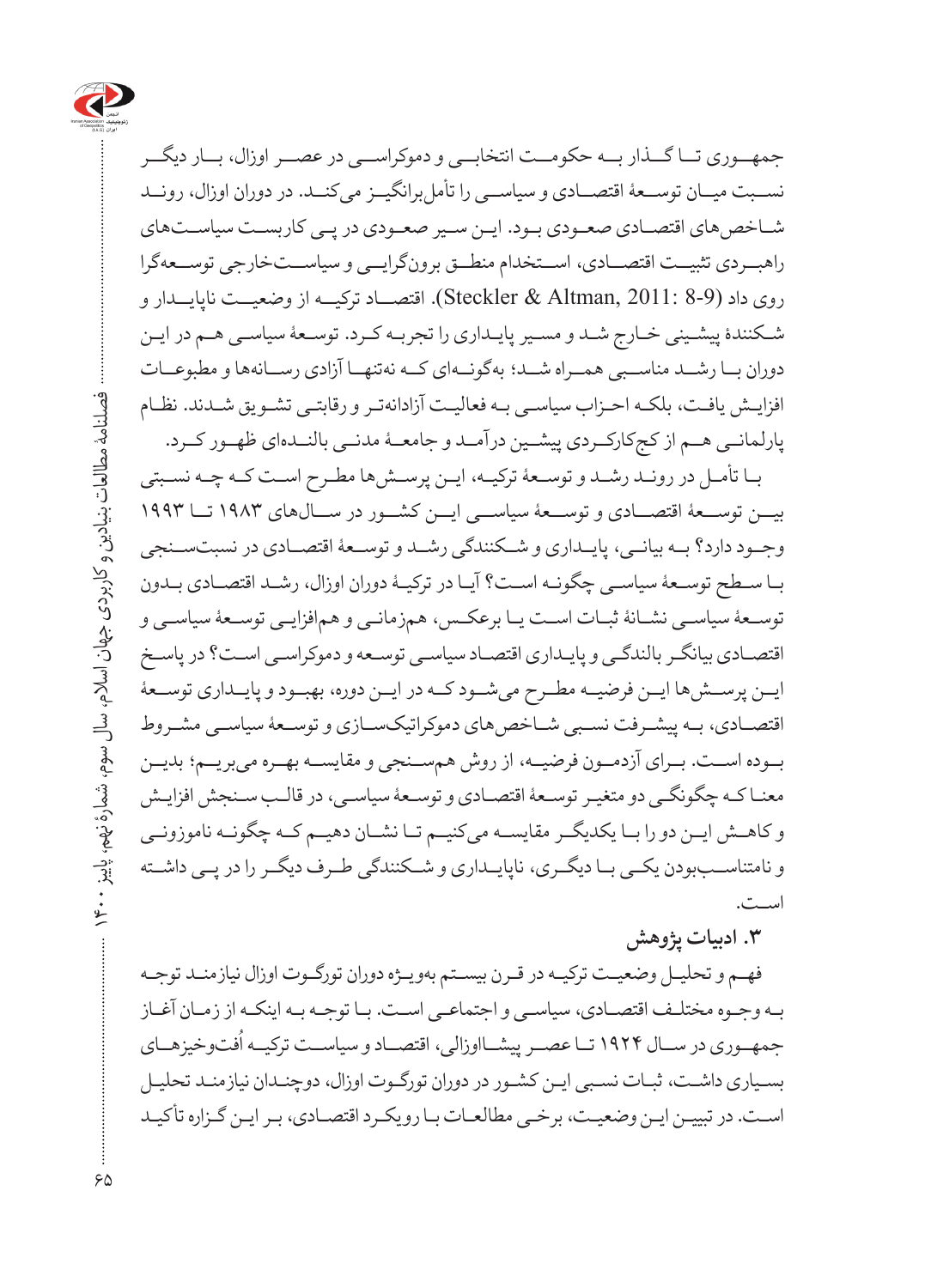جمهـوری تـا گـذار بـه حکومـت انتخابـی و دموکراسـی در عصـر اوزال، بـار دیگـر نسـبت میـان توسـعهٔ اقتصـادی و سیاسـی را تأمل‌برانگیـز می‌کنـد. در دوران اوزال، رونـد شـاخص‌های اقتصـادی صعـودی بـود. ایـن سـیر صعـودی در پـی کاربسـت سیاسـت‌های راهبـردی تثبیـت اقتصـادی، اسـتخدام منطـق برون‌گرایـی و سیاسـت‌خارجی توسـعه‌گرا روی داد (Steckler & Altman, 2011: 8-9). اقتصـاد ترکیـه از وضعیـت ناپایـدار و شـکنندهٔ پیشـینی خـارج شـد و مسـیر پایـداری را تجربـه کـرد. توسـعهٔ سیاسـی هـم در ایـن دوران بـا رشـد مناسـبی همـراه شـد؛ به‌گونـه‌ای کـه نه‌تنهـا آزادی رسـانه‌ها و مطبوعـات افزایـش یافـت، بلکـه احـزاب سیاسـی بـه فعالیـت آزادانه‌تـر و رقابتـی تشـویق شـدند. نظـام پارلمانـی هـم از کج‌کارکـردی پیشـین درآمـد و جامعـهٔ مدنـی بالنـده‌ای ظهـور کـرد.

بـا تأمـل در رونـد رشـد و توسـعهٔ ترکیـه، ایـن پرسـش‌ها مطـرح اسـت کـه چـه نسـبتی بیـن توسـعهٔ اقتصـادی و توسـعهٔ سیاسـی ایـن کشـور در سـال‌های ۱۹۸۳ تـا ۱۹۹۳ وجـود دارد؟ بـه بیانـی، پایـداری و شـکنندگی رشـد و توسـعهٔ اقتصـادی در نسبت‌سـنجی بـا سـطح توسـعهٔ سیاسـی چگونـه اسـت؟ آیـا در ترکیـهٔ دوران اوزال، رشـد اقتصـادی بـدون توسـعهٔ سیاسـی نشـانهٔ ثبـات اسـت یـا برعکـس، همزمانـی و هم‌افزایـی توسـعهٔ سیاسـی و اقتصـادی بیانگـر بالندگـی و پایـداری اقتصـاد سیاسـی توسـعه و دموکراسـی اسـت؟ در پاسـخ ایـن پرسـش‌ها ایـن فرضیـه مطـرح می‌شـود کـه در ایـن دوره، بهبـود و پایـداری توسـعهٔ اقتصـادی، بـه پیشـرفت نسـبی شـاخص‌های دموکراتیک‌سـازی و توسـعهٔ سیاسـی مشـروط بـوده اسـت. بـرای آزمـون فرضیـه، از روش هم‌سـنجی و مقایسـه بهـره می‌بریـم؛ بدیـن معنـا کـه چگونگـی دو متغیـر توسـعهٔ اقتصـادی و توسـعهٔ سیاسـی، در قالـب سـنجش افزایـش و کاهـش ایـن دو را بـا یکدیگـر مقایسـه می‌کنیـم تـا نشـان دهیـم کـه چگونـه ناموزونـی و نامتناسـب‌بودن یکـی بـا دیگـری، ناپایـداری و شـکنندگی طـرف دیگـر را در پـی داشـته اسـت.

### ۳. ادبیات پژوهش

فهـم و تحلیـل وضعیـت ترکیـه در قـرن بیسـتم به‌ویـژه دوران تورگـوت اوزال نیازمنـد توجـه بـه وجـوه مختلـف اقتصـادی، سیاسـی و اجتماعـی اسـت. بـا توجـه بـه اینکـه از زمـان آغـاز جمهـوری در سـال ۱۹۲۴ تـا عصـر پیشـااوزالی، اقتصـاد و سیاسـت ترکیـه اُفت‌وخیزهـای بسـیاری داشـت، ثبـات نسـبی ایـن کشـور در دوران تورگـوت اوزال، دوچنـدان نیازمنـد تحلیـل اسـت. در تبییـن ایـن وضعیـت، برخـی مطالعـات بـا رویکـرد اقتصـادی، بـر ایـن گـزاره تأکیـد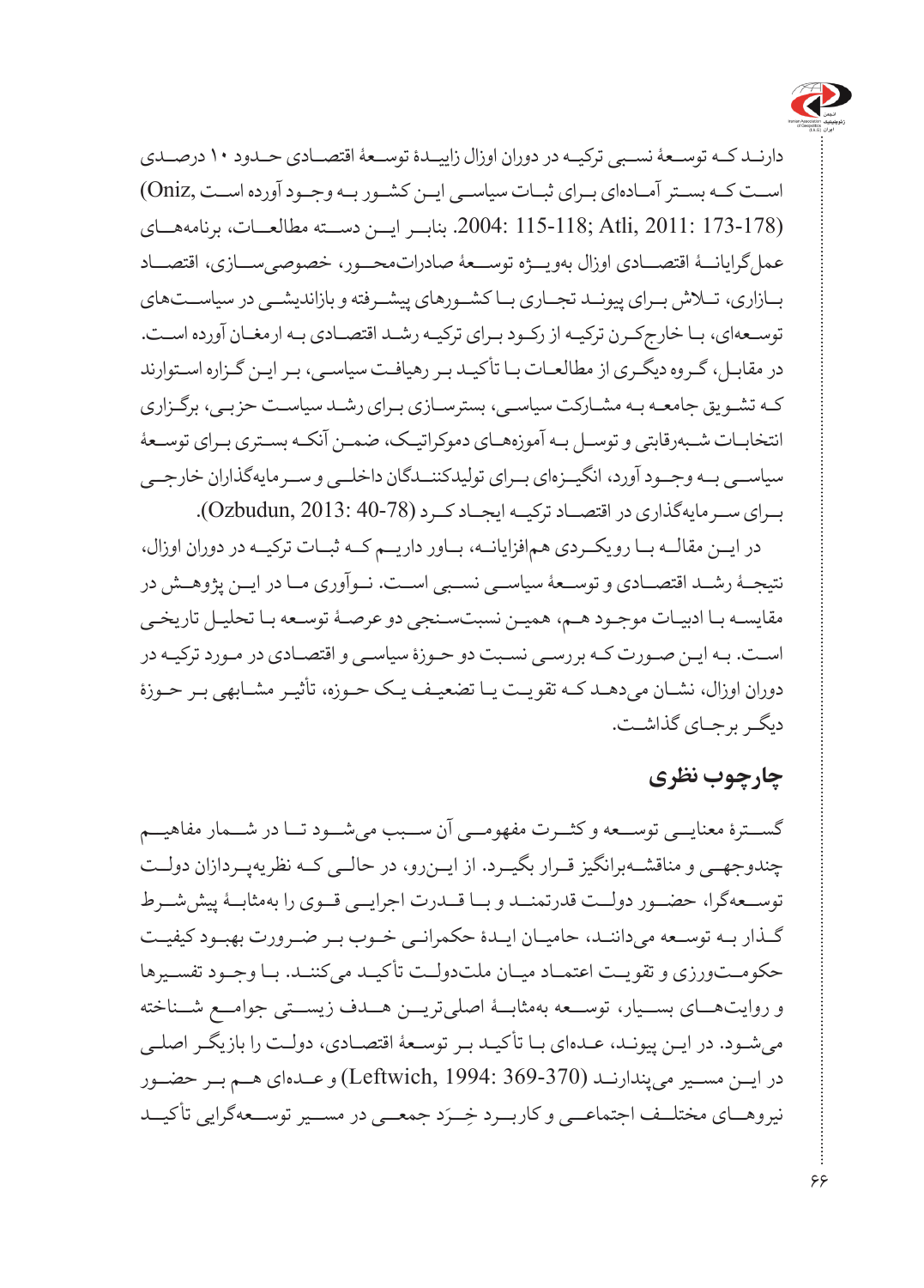دارنـد کـه توسـعهٔ نسـبی ترکیـه در دوران اوزال زاییـدهٔ توسـعهٔ اقتصـادی حـدود ۱۰ درصـدی اسـت کـه بسـتر آمـاده‌ای بـرای ثبـات سیاسـی ایـن کشـور بـه وجـود آورده اسـت (Oniz, 2004: 115-118; Atli, 2011: 173-178). بنابـر ایـن دسـته مطالعـات، برنامه‌هـای عمل‌گرایانـهٔ اقتصـادی اوزال به‌ویـژه توسـعهٔ صادرات‌محـور، خصوصی‌سـازی، اقتصـاد بـازاری، تـلاش بـرای پیونـد تجـاری بـا کشـورهای پیشـرفته و بازاندیشـی در سیاسـت‌های توسـعه‌ای، بـا خارج‌کـرن ترکیـه از رکـود بـرای ترکیـه رشـد اقتصـادی بـه ارمغـان آورده اسـت. در مقابـل، گـروه دیگـری از مطالعـات بـا تأکیـد بـر رهیافـت سیاسـی، بـر ایـن گـزاره اسـتوارند کـه تشـویق جامعـه بـه مشـارکت سیاسـی، بسترسـازی بـرای رشـد سیاسـت حزبـی، برگـزاری انتخابـات شـبه‌رقابتی و توسـل بـه آموزه‌هـای دموکراتیـک، ضمـن آنکـه بسـتری بـرای توسـعهٔ سیاسـی بـه وجـود آورد، انگیـزه‌ای بـرای تولیدکننـدگان داخلـی و سـرمایه‌گذاران خارجـی بـرای سـرمایه‌گذاری در اقتصـاد ترکیـه ایجـاد کـرد (Ozbudun, 2013: 40-78).

در ایـن مقالـه بـا رویکـردی هم‌افزایانـه، بـاور داریـم کـه ثبـات ترکیـه در دوران اوزال، نتیجـهٔ رشـد اقتصـادی و توسـعهٔ سیاسـی نسـبی اسـت. نـوآوری مـا در ایـن پژوهـش در مقایسـه بـا ادبیـات موجـود هـم، همیـن نسبت‌سـنجی دو عرصـهٔ توسـعه بـا تحلیـل تاریخـی اسـت. بـه ایـن صـورت کـه بررسـی نسـبت دو حـوزهٔ سیاسـی و اقتصـادی در مـورد ترکیـه در دوران اوزال، نشـان می‌دهـد کـه تقویـت یـا تضعیـف یـک حـوزه، تأثیـر مشـابهی بـر حـوزهٔ دیگـر برجـای گذاشـت.

## چارچوب نظری

گسـترهٔ معنایـی توسـعه و کثـرت مفهومـی آن سـبب می‌شـود تـا در شـمار مفاهیـم چندوجهـی و مناقشـه‌برانگیز قـرار بگیـرد. از ایـن‌رو، در حالـی کـه نظریه‌پـردازان دولـت توسـعه‌گرا، حضـور دولـت قدرتمنـد و بـا قـدرت اجرایـی قـوی را به‌مثابـهٔ پیش‌شـرط گـذار بـه توسـعه می‌داننـد، حامیـان ایـدهٔ حکمرانـی خـوب بـر ضـرورت بهبـود کیفیـت حکومـت‌ورزی و تقویـت اعتمـاد میـان ملت‌دولـت تأکیـد می‌کننـد. بـا وجـود تفسـیرها و روایت‌هـای بسـیار، توسـعه به‌مثابـهٔ اصلی‌تریـن هـدف زیسـتی جوامـع شـناخته می‌شـود. در ایـن پیونـد، عـده‌ای بـا تأکیـد بـر توسـعهٔ اقتصـادی، دولـت را بازیگـر اصلـی در ایـن مسـیر می‌پندارنـد (Leftwich, 1994: 369-370) و عـده‌ای هـم بـر حضـور نیروهـای مختلـف اجتماعـی و کاربـرد خِـرَد جمعـی در مسـیر توسـعه‌گرایی تأکیـد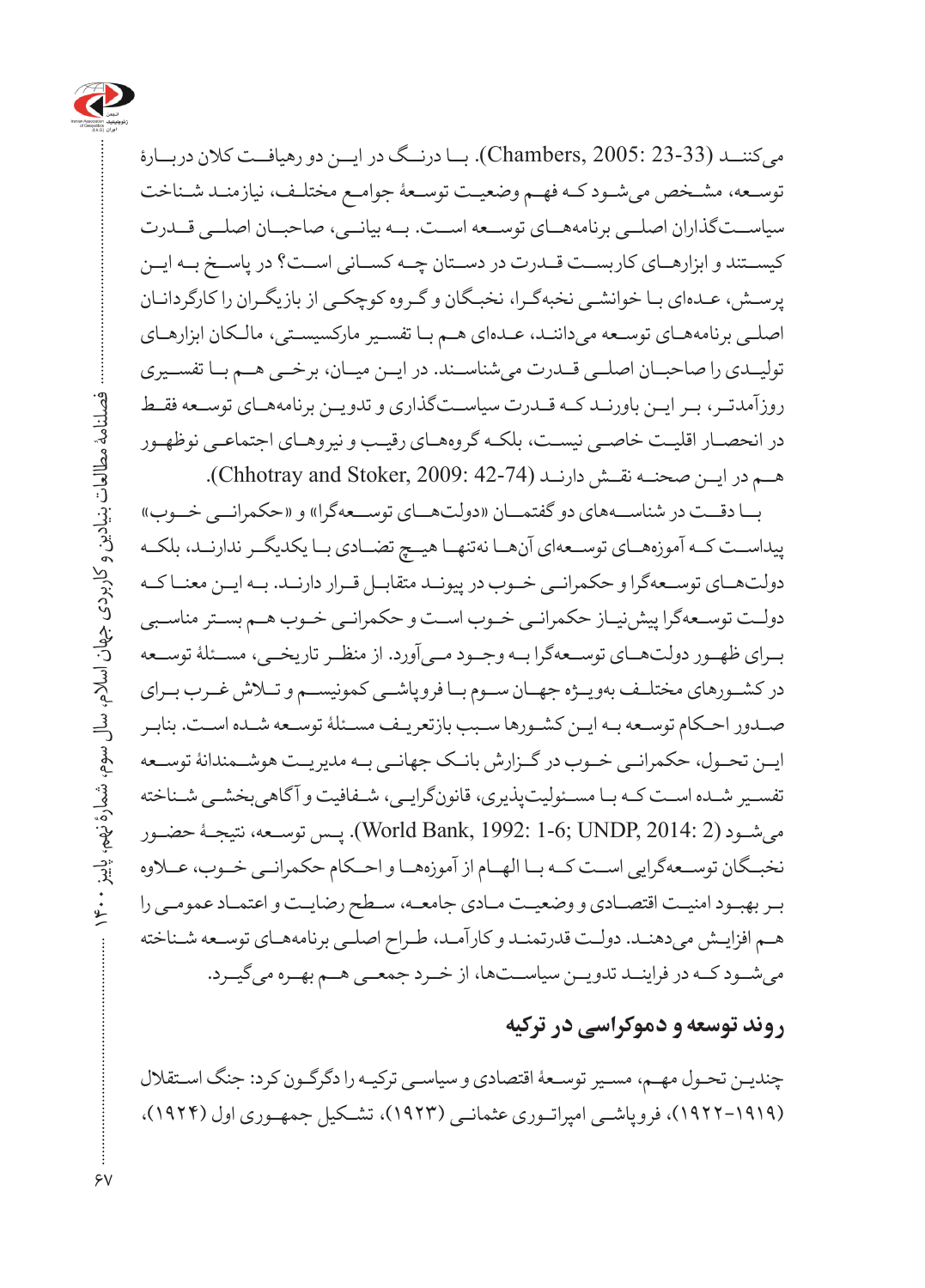می‌کننـد (Chambers, 2005: 23-33). بـا درنـگ در ایـن دو رهیافـت کلان دربـارۀ توسـعه، مشـخص می‌شـود کـه فهـم وضعیـت توسـعۀ جوامـع مختلـف، نیازمنـد شـناخت سیاسـت‌گذاران اصلـی برنامه‌هـای توسـعه اسـت. بـه بیانـی، صاحبـان اصلـی قـدرت کیسـتند و ابزارهـای کاربسـت قـدرت در دسـتان چـه کسـانی اسـت؟ در پاسـخ بـه ایـن پرسـش، عـده‌ای بـا خوانشـی نخبه‌گـرا، نخبـگان و گـروه کوچکـی از بازیگـران را کارگردانـان اصلـی برنامه‌هـای توسـعه می‌داننـد، عـده‌ای هـم بـا تفسـیر مارکسیسـتی، مالـکان ابزارهـای تولیـدی را صاحبـان اصلـی قـدرت می‌شناسـند. در ایـن میـان، برخـی هـم بـا تفسـیری روزآمدتـر، بـر ایـن باورنـد کـه قـدرت سیاسـت‌گذاری و تدویـن برنامه‌هـای توسـعه فقـط در انحصـار اقلیـت خاصـی نیسـت، بلکـه گروه‌هـای رقیـب و نیروهـای اجتماعـی نوظهـور هـم در ایـن صحنـه نقـش دارنـد (Chhotray and Stoker, 2009: 42-74).

بـا دقـت در شناسـه‌های دو گفتمـان «دولت‌هـای توسـعه‌گرا» و «حکمرانـی خـوب» پیداسـت کـه آموزه‌هـای توسـعه‌ای آن‌هـا نه‌تنهـا هیـچ تضـادی بـا یکدیگـر ندارنـد، بلکـه دولت‌هـای توسـعه‌گرا و حکمرانـی خـوب در پیونـد متقابـل قـرار دارنـد. بـه ایـن معنـا کـه دولـت توسـعه‌گرا پیش‌نیـاز حکمرانـی خـوب اسـت و حکمرانـی خـوب هـم بسـتر مناسـبی بـرای ظهـور دولت‌هـای توسـعه‌گرا بـه وجـود مـی‌آورد. از منظـر تاریخـی، مسـئلۀ توسـعه در کشـورهای مختلـف به‌ویـژه جهـان سـوم بـا فروپاشـی کمونیسـم و تـلاش غـرب بـرای صـدور احـکام توسـعه بـه ایـن کشـورها سـبب بازتعریـف مسـئلۀ توسـعه شـده اسـت. بنابـر ایـن تحـول، حکمرانـی خـوب در گـزارش بانـک جهانـی بـه مدیریـت هوشـمندانۀ توسـعه تفسـیر شـده اسـت کـه بـا مسـئولیت‌پذیری، قانون‌گرایـی، شـفافیت و آگاهی‌بخشـی شـناخته می‌شـود (World Bank, 1992: 1-6; UNDP, 2014: 2). پـس توسـعه، نتیجـۀ حضـور نخبـگان توسـعه‌گرایی اسـت کـه بـا الهـام از آموزه‌هـا و احـکام حکمرانـی خـوب، عـلاوه بـر بهبـود امنیـت اقتصـادی و وضعیـت مـادی جامعـه، سـطح رضایـت و اعتمـاد عمومـی را هـم افزایـش می‌دهنـد. دولـت قدرتمنـد و کارآمـد، طـراح اصلـی برنامه‌هـای توسـعه شـناخته می‌شـود کـه در فراینـد تدویـن سیاسـت‌ها، از خـرد جمعـی هـم بهـره می‌گیـرد.

## روند توسعه و دموکراسی در ترکیه

چندیـن تحـول مهـم، مسـیر توسـعۀ اقتصادی و سیاسـی ترکیـه را دگرگـون کرد: جنگ اسـتقلال (۱۹۱۹-۱۹۲۲)، فروپاشـی امپراتـوری عثمانـی (۱۹۲۳)، تشـکیل جمهـوری اول (۱۹۲۴)،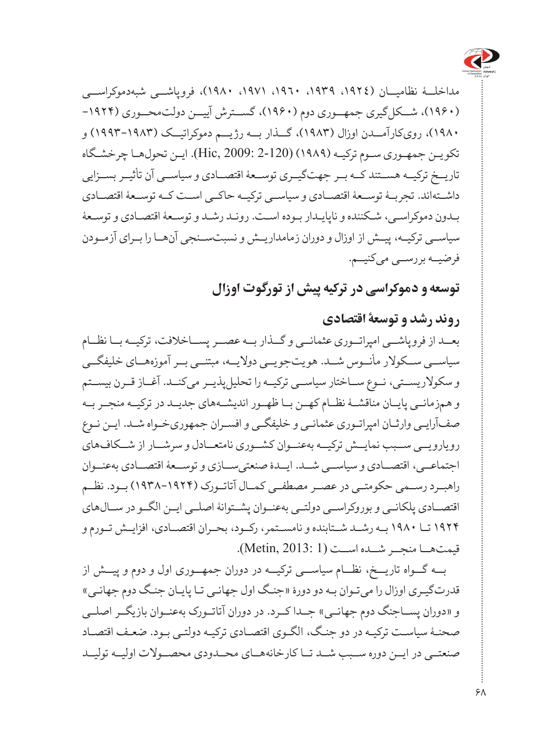مداخلۀ نظامیان (۱۹۲٤، ۱۹۳۹، ۱۹٦۰، ۱۹۷۱، ۱۹۸۰)، فروپاشی شبه‌دموکراسی (۱۹۶۰)، شکل‌گیری جمهوری دوم (۱۹۶۰)، گسترش آیین دولت‌محوری (۱۹۲۴-۱۹۸۰)، روی‌کارآمدن اوزال (۱۹۸۳)، گذار به رژیم دموکراتیک (۱۹۸۳-۱۹۹۳) و تکوین جمهوری سوم ترکیه (۱۹۸۹) (Hic, 2009: 2-120). این تحول‌ها چرخشگاه تاریخ ترکیه هستند که بر جهت‌گیری توسعۀ اقتصادی و سیاسی آن تأثیر بسزایی داشته‌اند. تجربۀ توسعۀ اقتصادی و سیاسی ترکیه حاکی است که توسعۀ اقتصادی بدون دموکراسی، شکننده و ناپایدار بوده است. روند رشد و توسعۀ اقتصادی و توسعۀ سیاسی ترکیه، پیش از اوزال و دوران زمامداریش و نسبت‌سنجی آن‌ها را برای آزمودن فرضیه بررسی می‌کنیم.

## توسعه و دموکراسی در ترکیه پیش از تورگوت اوزال

### روند رشد و توسعۀ اقتصادی

بعد از فروپاشی امپراتوری عثمانی و گذار به عصر پساخلافت، ترکیه با نظام سیاسی سکولار مأنوس شد. هویت‌جویی دولایه، مبتنی بر آموزه‌های خلیفگی و سکولاریستی، نوع ساختار سیاسی ترکیه را تحلیل‌پذیر می‌کند. آغاز قرن بیستم و هم‌زمانی پایان مناقشۀ نظام کهن با ظهور اندیشه‌های جدید در ترکیه منجر به صف‌آرایی وارثان امپراتوری عثمانی و خلیفگی و افسران جمهوری‌خواه شد. این نوع رویارویی سبب نمایش ترکیه به‌عنوان کشوری نامتعادل و سرشار از شکاف‌های اجتماعی، اقتصادی و سیاسی شد. ایدۀ صنعتی‌سازی و توسعۀ اقتصادی به‌عنوان راهبرد رسمی حکومتی در عصر مصطفی کمال آتاتورک (۱۹۲۴-۱۹۳۸) بود. نظم اقتصادی پلکانی و بوروکراسی دولتی به‌عنوان پشتوانۀ اصلی این الگو در سال‌های ۱۹۲۴ تا ۱۹۸۰ به رشد شتابنده و نامستمر، رکود، بحران اقتصادی، افزایش تورم و قیمت‌ها منجر شده است (Metin, 2013: 1).

به گواه تاریخ، نظام سیاسی ترکیه در دوران جمهوری اول و دوم و پیش از قدرت‌گیری اوزال را می‌توان به دو دورۀ «جنگ اول جهانی تا پایان جنگ دوم جهانی» و «دوران پساجنگ دوم جهانی» جدا کرد. در دوران آتاتورک به‌عنوان بازیگر اصلی صحنۀ سیاست ترکیه در دو جنگ، الگوی اقتصادی ترکیه دولتی بود. ضعف اقتصاد صنعتی در این دوره سبب شد تا کارخانه‌های محدودی محصولات اولیه تولید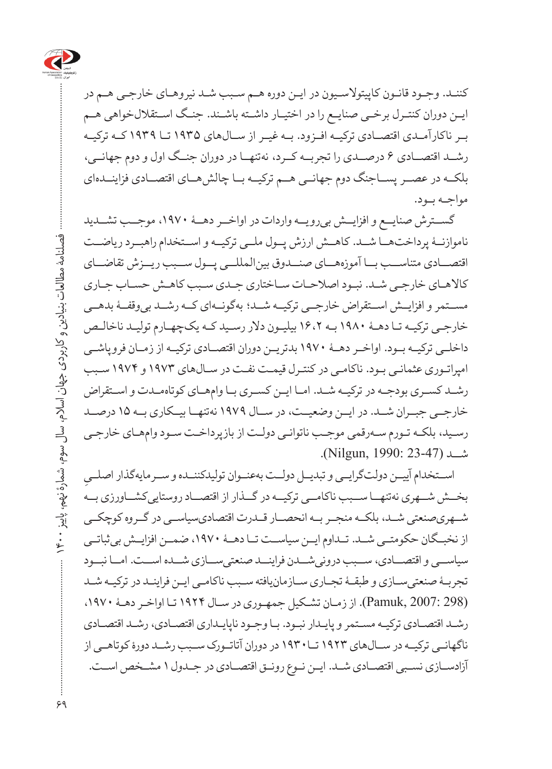کنند. وجود قانون کاپیتولاسیون در این دوره هم سبب شد نیروهای خارجی هم در این دوران کنترل برخی صنایع را در اختیار داشته باشند. جنگ استقلال‌خواهی هم بر ناکارآمدی اقتصادی ترکیه افزود. به غیر از سال‌های ۱۹۳۵ تا ۱۹۳۹ که ترکیه رشد اقتصادی ۶ درصدی را تجربه کرد، نه‌تنها در دوران جنگ اول و دوم جهانی، بلکه در عصر پساجنگ دوم جهانی هم ترکیه با چالش‌های اقتصادی فزاینده‌ای مواجه بود.

گسترش صنایع و افزایش بی‌رویه واردات در اواخر دهۀ ۱۹۷۰، موجب تشدید ناموازنۀ پرداخت‌ها شد. کاهش ارزش پول ملی ترکیه و استخدام راهبرد ریاضت اقتصادی متناسب با آموزه‌های صندوق بین‌المللی پول سبب ریزش تقاضای کالاهای خارجی شد. نبود اصلاحات ساختاری جدی سبب کاهش حساب جاری مستمر و افزایش استقراض خارجی ترکیه شد؛ به‌گونه‌ای که رشد بی‌وقفۀ بدهی خارجی ترکیه تا دهۀ ۱۹۸۰ به ۱۶،۲ بیلیون دلار رسید که یک‌چهارم تولید ناخالص داخلی ترکیه بود. اواخر دهۀ ۱۹۷۰ بدترین دوران اقتصادی ترکیه از زمان فروپاشی امپراتوری عثمانی بود. ناکامی در کنترل قیمت نفت در سال‌های ۱۹۷۳ و ۱۹۷۴ سبب رشد کسری بودجه در ترکیه شد. اما این کسری با وام‌های کوتاه‌مدت و استقراض خارجی جبران شد. در این وضعیت، در سال ۱۹۷۹ نه‌تنها بیکاری به ۱۵ درصد رسید، بلکه تورم سه‌رقمی موجب ناتوانی دولت از بازپرداخت سود وام‌های خارجی شد (Nilgun, 1990: 23-47).

استخدام آیین دولت‌گرایی و تبدیل دولت به‌عنوان تولیدکننده و سرمایه‌گذار اصلیِ بخش شهری نه‌تنها سبب ناکامی ترکیه در گذار از اقتصاد روستایی‌کشاورزی به شهری‌صنعتی شد، بلکه منجر به انحصار قدرت اقتصادی‌سیاسی در گروه کوچکی از نخبگان حکومتی شد. تداوم این سیاست تا دهۀ ۱۹۷۰، ضمن افزایش بی‌ثباتی سیاسی و اقتصادی، سبب درونی‌شدن فرایند صنعتی‌سازی شده است. اما نبود تجربۀ صنعتی‌سازی و طبقۀ تجاری سازمان‌یافته سبب ناکامی این فرایند در ترکیه شد (Pamuk, 2007: 298). از زمان تشکیل جمهوری در سال ۱۹۲۴ تا اواخر دهۀ ۱۹۷۰، رشد اقتصادی ترکیه مستمر و پایدار نبود. با وجود ناپایداری اقتصادی، رشد اقتصادی ناگهانی ترکیه در سال‌های ۱۹۲۳ تا ۱۹۳۰ در دوران آتاتورک سبب رشد دورۀ کوتاهی از آزادسازی نسبی اقتصادی شد. این نوع رونق اقتصادی در جدول ۱ مشخص است.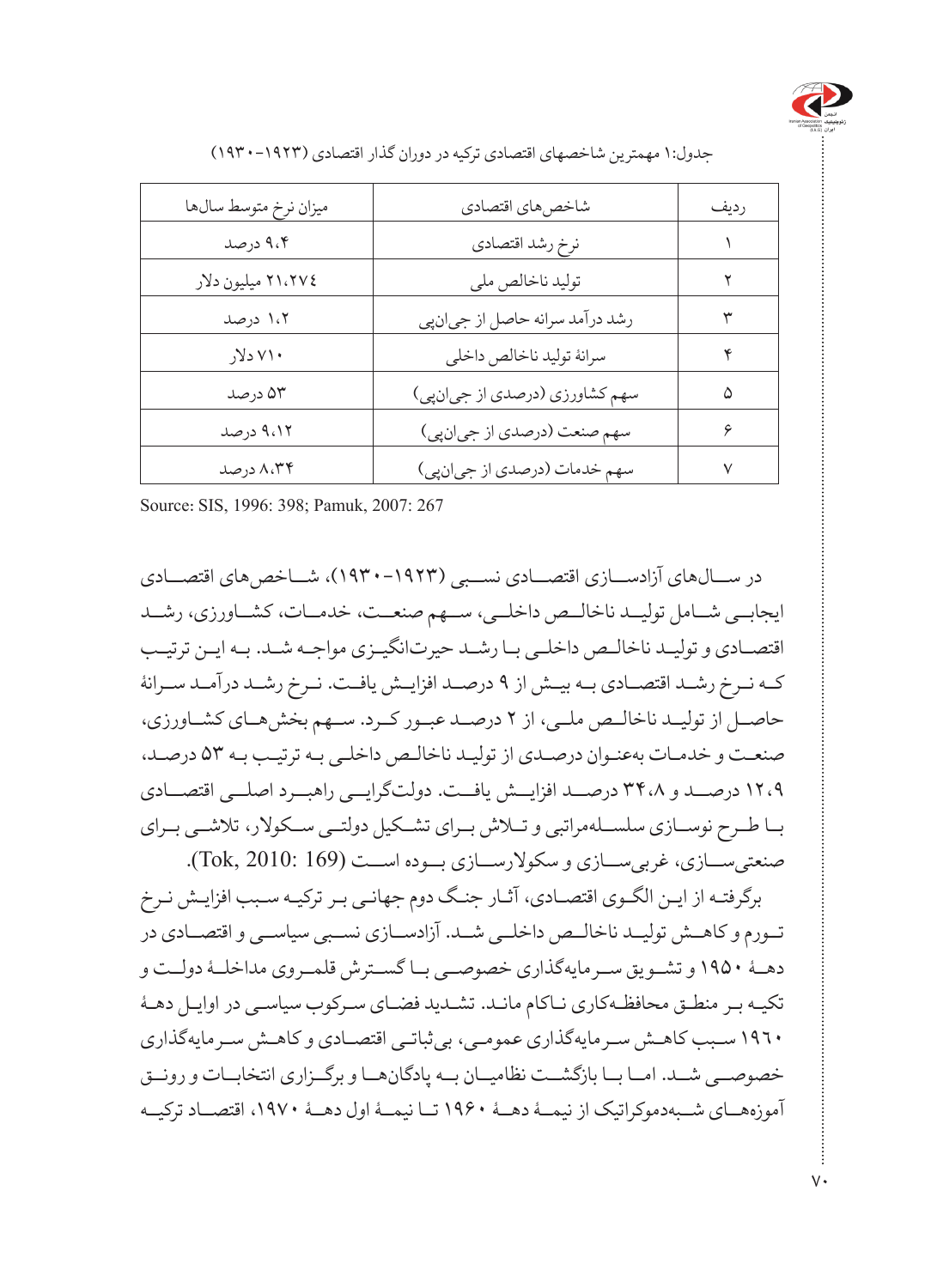جدول:۱ مهمترین شاخصهای اقتصادی ترکیه در دوران گذار اقتصادی (۱۹۲۳-۱۹۳۰)

| ردیف | شاخص‌های اقتصادی | میزان نرخ متوسط سال‌ها |
|---|---|---|
| ۱ | نرخ رشد اقتصادی | ۹،۴ درصد |
| ۲ | تولید ناخالص ملی | ۲۱،۲۷٤ میلیون دلار |
| ۳ | رشد درآمد سرانه حاصل از جی‌ان‌پی | ۱،۲ درصد |
| ۴ | سرانهٔ تولید ناخالص داخلی | ۷۱۰ دلار |
| ۵ | سهم کشاورزی (درصدی از جی‌ان‌پی) | ۵۳ درصد |
| ۶ | سهم صنعت (درصدی از جی‌ان‌پی) | ۹،۱۲ درصد |
| ۷ | سهم خدمات (درصدی از جی‌ان‌پی) | ۸،۳۴ درصد |

Source: SIS, 1996: 398; Pamuk, 2007: 267

در سال‌های آزادسازی اقتصادی نسبی (۱۹۲۳-۱۹۳۰)، شاخص‌های اقتصادی ایجابی شامل تولید ناخالص داخلی، سهم صنعت، خدمات، کشاورزی، رشد اقتصادی و تولید ناخالص داخلی با رشد حیرت‌انگیزی مواجه شد. به این ترتیب که نرخ رشد اقتصادی به بیش از ۹ درصد افزایش یافت. نرخ رشد درآمد سرانهٔ حاصل از تولید ناخالص ملی، از ۲ درصد عبور کرد. سهم بخش‌های کشاورزی، صنعت و خدمات به‌عنوان درصدی از تولید ناخالص داخلی به ترتیب به ۵۳ درصد، ۱۲،۹ درصد و ۳۴،۸ درصد افزایش یافت. دولت‌گرایی راهبرد اصلی اقتصادی با طرح نوسازی سلسله‌مراتبی و تلاش برای تشکیل دولتی سکولار، تلاشی برای صنعتی‌سازی، غربی‌سازی و سکولارسازی بوده است (Tok, 2010: 169).

برگرفته از این الگوی اقتصادی، آثار جنگ دوم جهانی بر ترکیه سبب افزایش نرخ تورم و کاهش تولید ناخالص داخلی شد. آزادسازی نسبی سیاسی و اقتصادی در دههٔ ۱۹۵۰ و تشویق سرمایه‌گذاری خصوصی با گسترش قلمروی مداخلهٔ دولت و تکیه بر منطق محافظه‌کاری ناکام ماند. تشدید فضای سرکوب سیاسی در اوایل دههٔ ۱۹٦۰ سبب کاهش سرمایه‌گذاری عمومی، بی‌ثباتی اقتصادی و کاهش سرمایه‌گذاری خصوصی شد. اما با بازگشت نظامیان به پادگان‌ها و برگزاری انتخابات و رونق آموزه‌های شبه‌دموکراتیک از نیمهٔ دههٔ ۱۹٦۰ تا نیمهٔ اول دههٔ ۱۹۷۰، اقتصاد ترکیه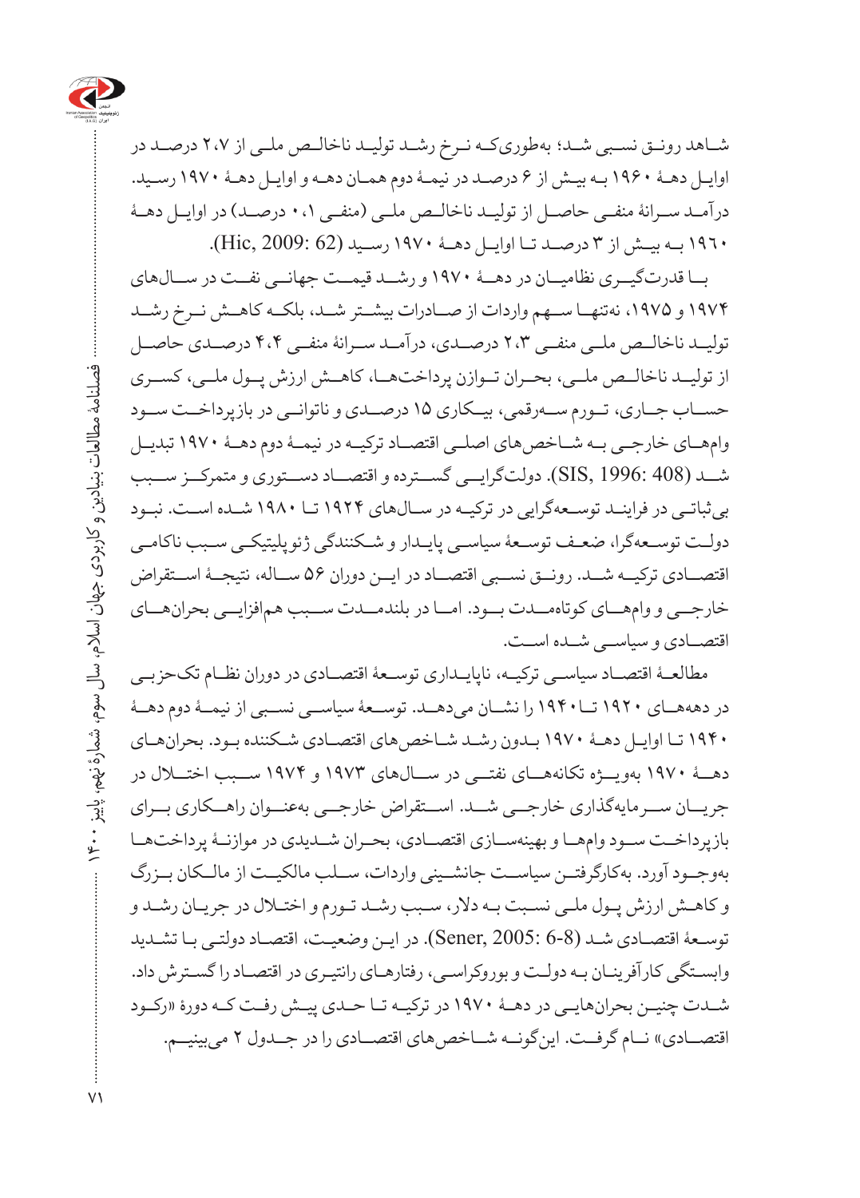شاهد رونق نسبی شد؛ به‌طوری‌که نرخ رشد تولید ناخالص ملی از ۲،۷ درصد در اوایل دهۀ ۱۹۶۰ به بیش از ۶ درصد در نیمۀ دوم همان دهه و اوایل دهۀ ۱۹۷۰ رسید. درآمد سرانۀ منفی حاصل از تولید ناخالص ملی (منفی ۰،۱ درصد) در اوایل دهۀ ۱۹۶۰ به بیش از ۳ درصد تا اوایل دهۀ ۱۹۷۰ رسید (Hic, 2009: 62).

با قدرت‌گیری نظامیان در دهۀ ۱۹۷۰ و رشد قیمت جهانی نفت در سال‌های ۱۹۷۴ و ۱۹۷۵، نه‌تنها سهم واردات از صادرات بیشتر شد، بلکه کاهش نرخ رشد تولید ناخالص ملی منفی ۲،۳ درصدی، درآمد سرانۀ منفی ۴،۴ درصدی حاصل از تولید ناخالص ملی، بحران توازن پرداخت‌ها، کاهش ارزش پول ملی، کسری حساب جاری، تورم سه‌رقمی، بیکاری ۱۵ درصدی و ناتوانی در بازپرداخت سود وام‌های خارجی به شاخص‌های اصلی اقتصاد ترکیه در نیمۀ دوم دهۀ ۱۹۷۰ تبدیل شد (SIS, 1996: 408). دولت‌گرایی گسترده و اقتصاد دستوری و متمرکز سبب بی‌ثباتی در فرایند توسعه‌گرایی در ترکیه در سال‌های ۱۹۲۴ تا ۱۹۸۰ شده است. نبود دولت توسعه‌گرا، ضعف توسعۀ سیاسی پایدار و شکنندگی ژئوپلیتیکی سبب ناکامی اقتصادی ترکیه شد. رونق نسبی اقتصاد در این دوران ۵۶ ساله، نتیجۀ استقراض خارجی و وام‌های کوتاه‌مدت بود. اما در بلندمدت سبب هم‌افزایی بحران‌های اقتصادی و سیاسی شده است.

مطالعۀ اقتصاد سیاسی ترکیه، ناپایداری توسعۀ اقتصادی در دوران نظام تک‌حزبی در دهه‌های ۱۹۲۰ تا ۱۹۴۰ را نشان می‌دهد. توسعۀ سیاسی نسبی از نیمۀ دوم دهۀ ۱۹۴۰ تا اوایل دهۀ ۱۹۷۰ بدون رشد شاخص‌های اقتصادی شکننده بود. بحران‌های دهۀ ۱۹۷۰ به‌ویژه تکانه‌های نفتی در سال‌های ۱۹۷۳ و ۱۹۷۴ سبب اختلال در جریان سرمایه‌گذاری خارجی شد. استقراض خارجی به‌عنوان راهکاری برای بازپرداخت سود وام‌ها و بهینه‌سازی اقتصادی، بحران شدیدی در موازنۀ پرداخت‌ها به‌وجود آورد. به‌کارگرفتن سیاست جانشینی واردات، سلب مالکیت از مالکان بزرگ و کاهش ارزش پول ملی نسبت به دلار، سبب رشد تورم و اختلال در جریان رشد و توسعۀ اقتصادی شد (Sener, 2005: 6-8). در این وضعیت، اقتصاد دولتی با تشدید وابستگی کارآفرینان به دولت و بوروکراسی، رفتارهای رانتیری در اقتصاد را گسترش داد. شدت چنین بحران‌هایی در دهۀ ۱۹۷۰ در ترکیه تا حدی پیش رفت که دورۀ «رکود اقتصادی» نام گرفت. این‌گونه شاخص‌های اقتصادی را در جدول ۲ می‌بینیم.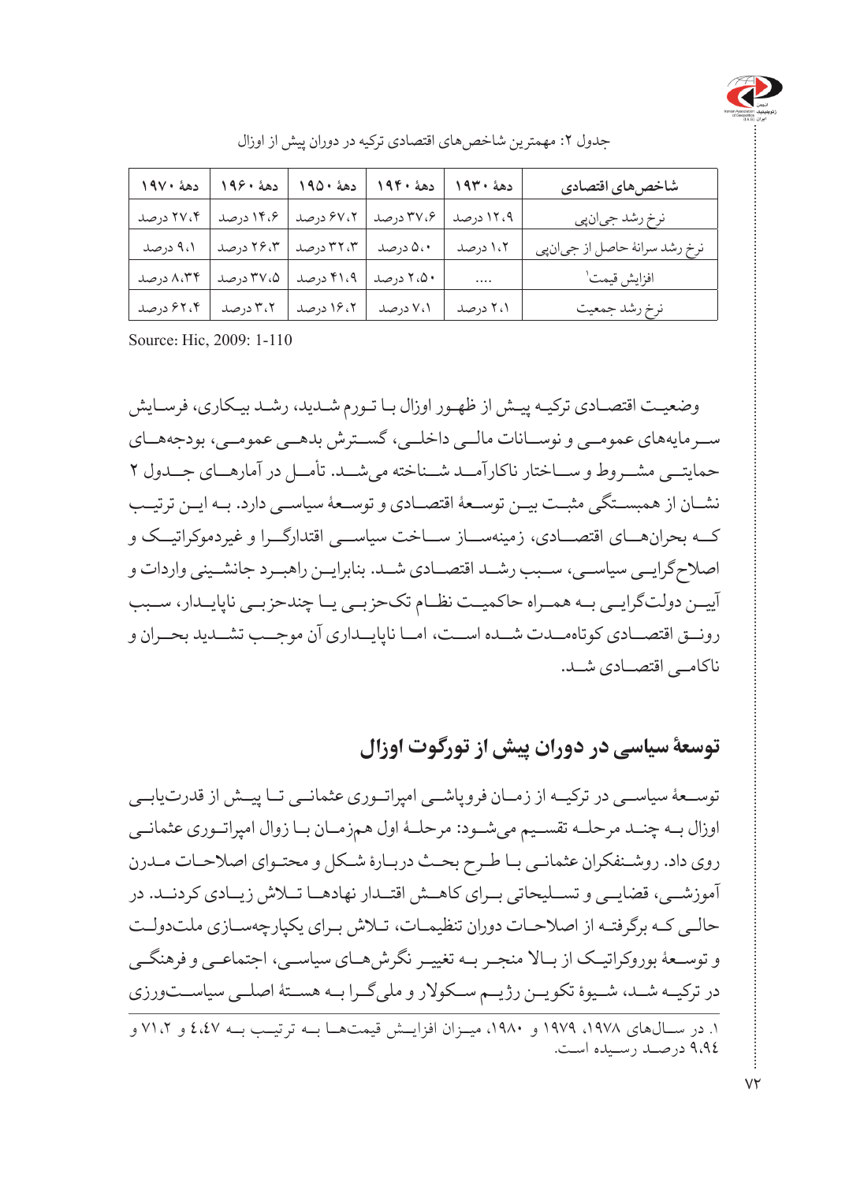جدول ۲: مهمترین شاخص‌های اقتصادی ترکیه در دوران پیش از اوزال

| شاخص‌های اقتصادی | دهۀ ۱۹۳۰ | دهۀ ۱۹۴۰ | دهۀ ۱۹۵۰ | دهۀ ۱۹۶۰ | دهۀ ۱۹۷۰ |
|---|---|---|---|---|---|
| نرخ رشد جی‌ان‌پی | ۱۲،۹ درصد | ۳۷،۶ درصد | ۶۷،۲ درصد | ۱۴،۶ درصد | ۲۷،۴ درصد |
| نرخ رشد سرانۀ حاصل از جی‌ان‌پی | ۱،۲ درصد | ۵،۰ درصد | ۳۲،۳ درصد | ۲۶،۳ درصد | ۹،۱ درصد |
| افزایش قیمت[۱] | .... | ۲،۵۰ درصد | ۴۱،۹ درصد | ۳۷،۵ درصد | ۸،۳۴ درصد |
| نرخ رشد جمعیت | ۲،۱ درصد | ۷،۱ درصد | ۱۶،۲ درصد | ۳،۲ درصد | ۶۲،۴ درصد |

Source: Hic, 2009: 1-110

وضعیت اقتصادی ترکیه پیش از ظهور اوزال با تورم شدید، رشد بیکاری، فرسایش سرمایه‌های عمومی و نوسانات مالی داخلی، گسترش بدهی عمومی، بودجه‌های حمایتی مشروط و ساختار ناکارآمد شناخته می‌شد. تأمل در آمارهای جدول ۲ نشان از همبستگی مثبت بین توسعۀ اقتصادی و توسعۀ سیاسی دارد. به این ترتیب که بحران‌های اقتصادی، زمینه‌ساز ساخت سیاسی اقتدارگرا و غیردموکراتیک و اصلاح‌گرایی سیاسی، سبب رشد اقتصادی شد. بنابراین راهبرد جانشینی واردات و آیین دولت‌گرایی به همراه حاکمیت نظام تک‌حزبی یا چندحزبی ناپایدار، سبب رونق اقتصادی کوتاه‌مدت شده است، اما ناپایداری آن موجب تشدید بحران و ناکامی اقتصادی شد.

## توسعۀ سیاسی در دوران پیش از تورگوت اوزال

توسعۀ سیاسی در ترکیه از زمان فروپاشی امپراتوری عثمانی تا پیش از قدرت‌یابی اوزال به چند مرحله تقسیم می‌شود: مرحلۀ اول همزمان با زوال امپراتوری عثمانی روی داد. روشنفکران عثمانی با طرح بحث دربارۀ شکل و محتوای اصلاحات مدرن آموزشی، قضایی و تسلیحاتی برای کاهش اقتدار نهادها تلاش زیادی کردند. در حالی که برگرفته از اصلاحات دوران تنظیمات، تلاش برای یکپارچه‌سازی ملت‌دولت و توسعۀ بوروکراتیک از بالا منجر به تغییر نگرش‌های سیاسی، اجتماعی و فرهنگی در ترکیه شد، شیوۀ تکوین رژیم سکولار و ملی‌گرا به هستۀ اصلی سیاست‌ورزی

---

۱. در سال‌های ۱۹۷۸، ۱۹۷۹ و ۱۹۸۰، میزان افزایش قیمت‌ها به ترتیب به ٤،٤٧ و ٧١،٢ و ٩،٩٤ درصد رسیده است.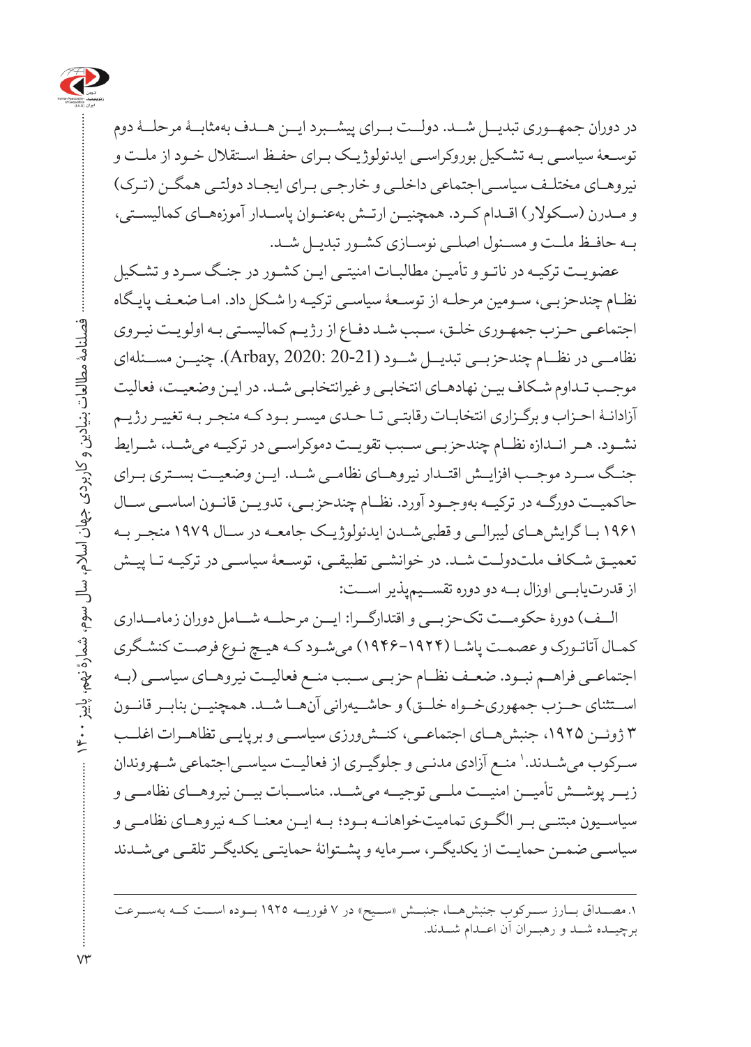در دوران جمهوری تبدیل شد. دولت برای پیشبرد این هدف به‌مثابهٔ مرحلهٔ دوم توسعهٔ سیاسی به تشکیل بوروکراسی ایدئولوژیک برای حفظ استقلال خود از ملت و نیروهای مختلف سیاسی‌اجتماعی داخلی و خارجی برای ایجاد دولتی همگن (ترک) و مدرن (سکولار) اقدام کرد. همچنین ارتش به‌عنوان پاسدار آموزه‌های کمالیستی، به حافظ ملت و مسئول اصلی نوسازی کشور تبدیل شد.

عضویت ترکیه در ناتو و تأمین مطالبات امنیتی این کشور در جنگ سرد و تشکیل نظام چندحزبی، سومین مرحله از توسعهٔ سیاسی ترکیه را شکل داد. اما ضعف پایگاه اجتماعی حزب جمهوری خلق، سبب شد دفاع از رژیم کمالیستی به اولویت نیروی نظامی در نظام چندحزبی تبدیل شود (Arbay, 2020: 20-21). چنین مسئله‌ای موجب تداوم شکاف بین نهادهای انتخابی و غیرانتخابی شد. در این وضعیت، فعالیت آزادانهٔ احزاب و برگزاری انتخابات رقابتی تا حدی میسر بود که منجر به تغییر رژیم نشود. هر اندازه نظام چندحزبی سبب تقویت دموکراسی در ترکیه می‌شد، شرایط جنگ سرد موجب افزایش اقتدار نیروهای نظامی شد. این وضعیت بستری برای حاکمیت دورگه در ترکیه به‌وجود آورد. نظام چندحزبی، تدوین قانون اساسی سال ۱۹۶۱ با گرایش‌های لیبرالی و قطبی‌شدن ایدئولوژیک جامعه در سال ۱۹۷۹ منجر به تعمیق شکاف ملت‌دولت شد. در خوانشی تطبیقی، توسعهٔ سیاسی در ترکیه تا پیش از قدرت‌یابی اوزال به دو دوره تقسیم‌پذیر است:

الف) دورهٔ حکومت تک‌حزبی و اقتدارگرا: این مرحله شامل دوران زمامداری کمال آتاتورک و عصمت پاشا (۱۹۲۴-۱۹۴۶) می‌شود که هیچ نوع فرصت کنشگری اجتماعی فراهم نبود. ضعف نظام حزبی سبب منع فعالیت نیروهای سیاسی (به استثنای حزب جمهوری‌خواه خلق) و حاشیه‌رانی آن‌ها شد. همچنین بنابر قانون ۳ ژوئن ۱۹۲۵، جنبش‌های اجتماعی، کنش‌ورزی سیاسی و برپایی تظاهرات اغلب سرکوب می‌شدند.[1] منع آزادی مدنی و جلوگیری از فعالیت سیاسی‌اجتماعی شهروندان زیر پوشش تأمین امنیت ملی توجیه می‌شد. مناسبات بین نیروهای نظامی و سیاسیون مبتنی بر الگوی تمامیت‌خواهانه بود؛ به این معنا که نیروهای نظامی و سیاسی ضمن حمایت از یکدیگر، سرمایه و پشتوانهٔ حمایتی یکدیگر تلقی می‌شدند

---

۱. مصداق بارز سرکوب جنبش‌ها، جنبش «سیح» در ۷ فوریه ۱۹۲۵ بوده است که به‌سرعت برچیده شد و رهبران آن اعدام شدند.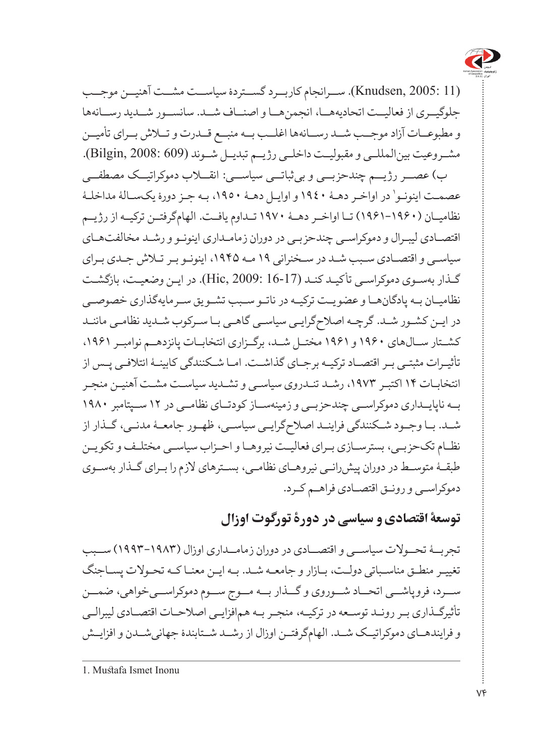(Knudsen, 2005: 11). ســرانجام کاربــرد گســتردۀ سیاســت مشــت آهنیــن موجــب جلوگیــری از فعالیــت اتحادیه‌هــا، انجمن‌هــا و اصنــاف شــد. سانســور شــدید رســانه‌ها و مطبوعــات آزاد موجــب شــد رســانه‌ها اغلــب بــه منبــع قــدرت و تــلاش بــرای تأمیــن مشــروعیت بین‌المللــی و مقبولیــت داخلــی رژیــم تبدیــل شــوند (Bilgin, 2008: 609).

ب) عصــر رژیــم چندحزبــی و بی‌ثباتــی سیاســی: انقــلاب دموکراتیــک مصطفــی عصمــت اینونــو[1] در اواخــر دهــۀ ۱۹۴۰ و اوایــل دهــۀ ۱۹۵۰، بــه جــز دورۀ یکســالۀ مداخلــۀ نظامیــان (۱۹۶۰-۱۹۶۱) تــا اواخــر دهــۀ ۱۹۷۰ تــداوم یافــت. الهام‌گرفتــن ترکیــه از رژیــم اقتصــادی لیبــرال و دموکراســی چندحزبــی در دوران زمامــداری اینونــو و رشــد مخالفت‌هــای سیاســی و اقتصــادی ســبب شــد در ســخنرانی ۱۹ مــه ۱۹۴۵، اینونــو بــر تــلاش جــدی بــرای گــذار به‌ســوی دموکراســی تأکیــد کنــد (Hic, 2009: 16-17). در ایــن وضعیــت، بازگشــت نظامیــان بــه پادگان‌هــا و عضویــت ترکیــه در ناتــو ســبب تشــویق ســرمایه‌گذاری خصوصــی در ایــن کشــور شــد. گرچــه اصلاح‌گرایــی سیاســی گاهــی بــا ســرکوب شــدید نظامــی ماننــد کشــتار ســال‌های ۱۹۶۰ و ۱۹۶۱ مختــل شــد، برگــزاری انتخابــات پانزدهــم نوامبــر ۱۹۶۱، تأثیــرات مثبتــی بــر اقتصــاد ترکیــه برجــای گذاشــت. امــا شــکنندگی کابینــۀ ائتلافــی پــس از انتخابــات ۱۴ اکتبــر ۱۹۷۳، رشــد تنــدروی سیاســی و تشــدید سیاســت مشــت آهنیــن منجــر بــه ناپایــداری دموکراســی چندحزبــی و زمینه‌ســاز کودتــای نظامــی در ۱۲ ســپتامبر ۱۹۸۰ شــد. بــا وجــود شــکنندگی فراینــد اصلاح‌گرایــی سیاســی، ظهــور جامعــۀ مدنــی، گــذار از نظــام تک‌حزبــی، بسترســازی بــرای فعالیــت نیروهــا و احــزاب سیاســی مختلــف و تکویــن طبقــۀ متوســط در دوران پیش‌رانــی نیروهــای نظامــی، بســترهای لازم را بــرای گــذار به‌ســوی دموکراســی و رونــق اقتصــادی فراهــم کــرد.

## توسعۀ اقتصادی و سیاسی در دورۀ تورگوت اوزال

تجربــۀ تحــولات سیاســی و اقتصــادی در دوران زمامــداری اوزال (۱۹۸۳-۱۹۹۳) ســبب تغییــر منطــق مناســباتی دولــت، بــازار و جامعــه شــد. بــه ایــن معنــا کــه تحــولات پســاجنگ ســرد، فروپاشــی اتحــاد شــوروی و گــذار بــه مــوج ســوم دموکراســی‌خواهی، ضمــن تأثیرگــذاری بــر رونــد توســعه در ترکیــه، منجــر بــه هم‌افزایــی اصلاحــات اقتصــادی لیبرالــی و فرایندهــای دموکراتیــک شــد. الهام‌گرفتــن اوزال از رشــد شــتابندۀ جهانی‌شــدن و افزایــش

---

1. Muṡtafa Ismet Inonu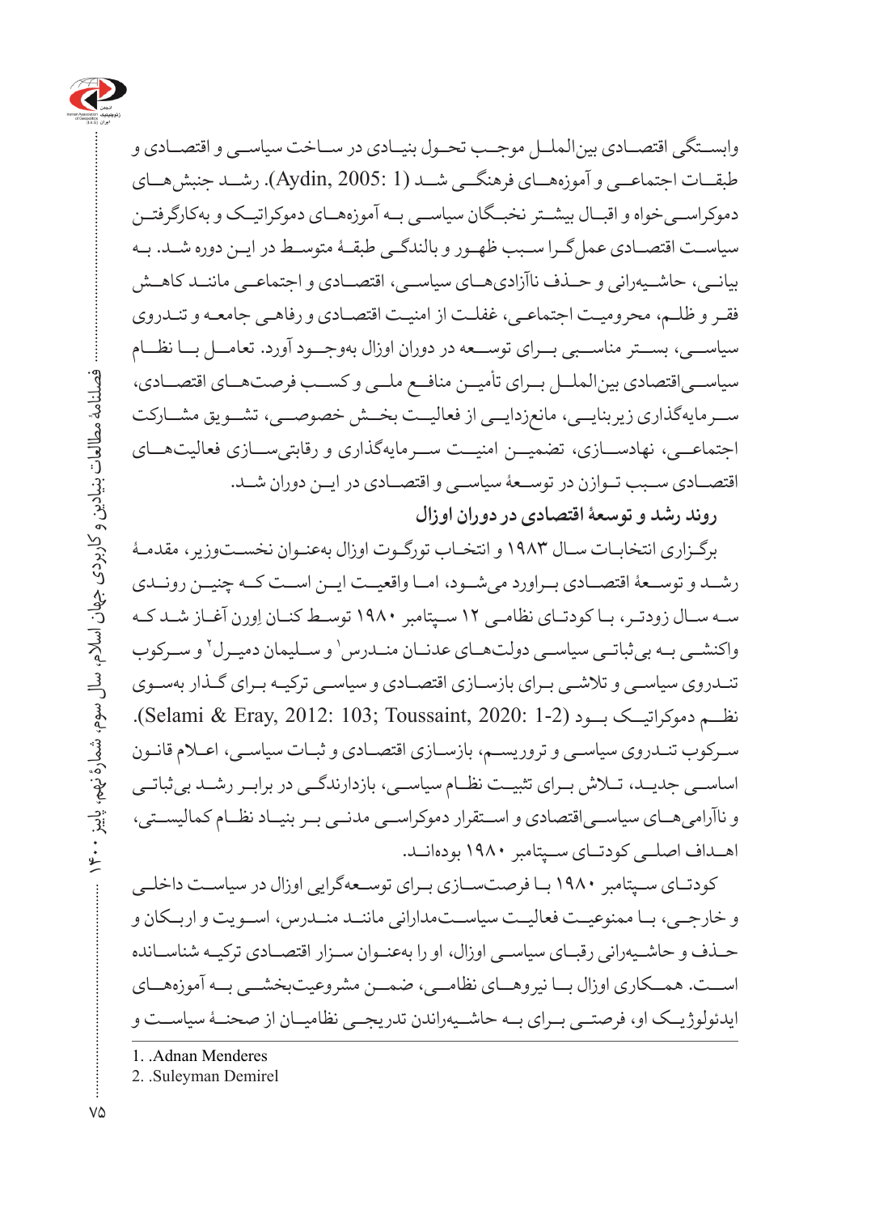وابسـتگی اقتصـادی بین‌المـلـل موجـب تحـول بنیـادی در سـاخت سیاسـی و اقتصـادی و طبقـات اجتماعـی و آموزه‌هـای فرهنگـی شـد (Aydin, 2005: 1). رشـد جنبش‌هـای دموکراسـی‌خواه و اقبـال بیشـتر نخبـگان سیاسـی بـه آموزه‌هـای دموکراتیـک و به‌کارگرفتـن سیاسـت اقتصـادی عمل‌گـرا سـبب ظهـور و بالندگـی طبقـۀ متوسـط در ایـن دوره شـد. بـه بیانـی، حاشـیه‌رانی و حـذف ناآزادی‌هـای سیاسـی، اقتصـادی و اجتماعـی ماننـد کاهـش فقـر و ظلـم، محرومیـت اجتماعـی، غفلـت از امنیـت اقتصـادی و رفاهـی جامعـه و تنـدروی سیاسـی، بسـتر مناسـبی بـرای توسـعه در دوران اوزال به‌وجـود آورد. تعامـل بـا نظـام سیاسـی‌اقتصادی بین‌المـلـل بـرای تأمیـن منافـع ملـی و کسـب فرصت‌هـای اقتصـادی، سـرمایه‌گذاری زیربنایـی، مانع‌زدایـی از فعالیـت بخـش خصوصـی، تشـویق مشـارکت اجتماعـی، نهادسـازی، تضمیـن امنیـت سـرمایه‌گذاری و رقابتی‌سـازی فعالیت‌هـای اقتصـادی سـبب تـوازن در توسـعۀ سیاسـی و اقتصـادی در ایـن دوران شـد.

## روند رشد و توسعۀ اقتصادی در دوران اوزال

برگـزاری انتخابـات سـال ۱۹۸۳ و انتخـاب تورگـوت اوزال به‌عنـوان نخسـت‌وزیر، مقدمـۀ رشـد و توسـعۀ اقتصـادی بـراورد می‌شـود، امـا واقعیـت ایـن اسـت کـه چنیـن رونـدی سـه سـال زودتـر، بـا کودتـای نظامـی ۱۲ سـپتامبر ۱۹۸۰ توسـط کنـان اِورن آغـاز شـد کـه واکنشـی بـه بی‌ثباتـی سیاسـی دولت‌هـای عدنـان منـدرس[1] و سـلیمان دمیـرل[2] و سـرکوب تنـدروی سیاسـی و تلاشـی بـرای بازسـازی اقتصـادی و سیاسـی ترکیـه بـرای گـذار به‌سـوی نظـم دموکراتیـک بـود (Selami & Eray, 2012: 103; Toussaint, 2020: 1-2). سـرکوب تنـدروی سیاسـی و تروریسـم، بازسـازی اقتصـادی و ثبـات سیاسـی، اعـلام قانـون اساسـی جدیـد، تـلاش بـرای تثبیـت نظـام سیاسـی، بازدارندگـی در برابـر رشـد بی‌ثباتـی و ناآرامی‌هـای سیاسـی‌اقتصادی و اسـتقرار دموکراسـی مدنـی بـر بنیـاد نظـام کمالیسـتی، اهـداف اصلـی کودتـای سـپتامبر ۱۹۸۰ بوده‌انـد.

کودتـای سـپتامبر ۱۹۸۰ بـا فرصت‌سـازی بـرای توسـعه‌گرایی اوزال در سیاسـت داخلـی و خارجـی، بـا ممنوعیـت فعالیـت سیاسـت‌مدارانی ماننـد منـدرس، اسـویت و اربـکان و حـذف و حاشـیه‌رانی رقبـای سیاسـی اوزال، او را به‌عنـوان سـزار اقتصـادی ترکیـه شناسـانده اسـت. همـکاری اوزال بـا نیروهـای نظامـی، ضمـن مشروعیت‌بخشـی بـه آموزه‌هـای ایدئولوژیـک او، فرصتـی بـرای بـه حاشـیه‌راندن تدریجـی نظامیـان از صحنـۀ سیاسـت و

1. .Adnan Menderes
2. .Suleyman Demirel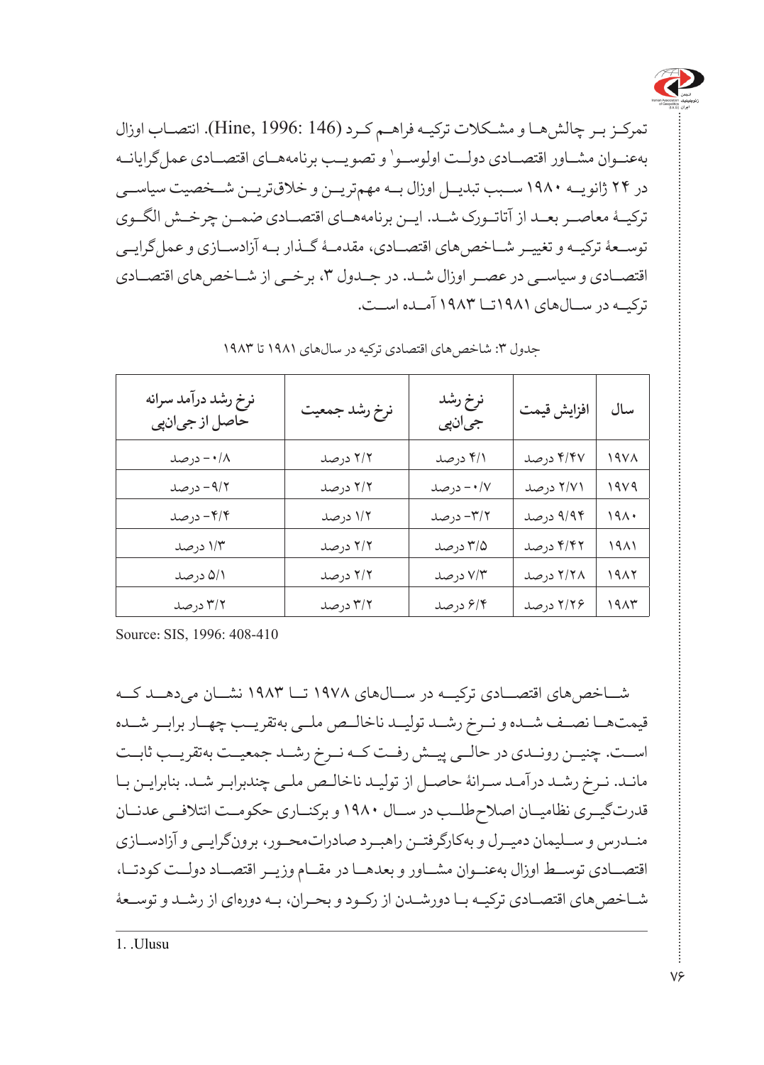تمرکـز بـر چالش‌هـا و مشـکلات ترکیـه فراهـم کـرد (Hine, 1996: 146). انتصـاب اوزال به‌عنـوان مشـاور اقتصـادی دولـت اولوسـو[1] و تصویـب برنامه‌هـای اقتصـادی عمل‌گرایانـه در ۲۴ ژانویـه ۱۹۸۰ سـبب تبدیـل اوزال بـه مهم‌تریـن و خلاق‌تریـن شـخصیت سیاسـی ترکیـهٔ معاصـر بعـد از آتاتـورک شـد. ایـن برنامه‌هـای اقتصـادی ضمـن چرخـش الگـوی توسـعهٔ ترکیـه و تغییـر شـاخص‌های اقتصـادی، مقدمـهٔ گـذار بـه آزادسـازی و عمل‌گرایـی اقتصـادی و سیاسـی در عصـر اوزال شـد. در جـدول ۳، برخـی از شـاخص‌های اقتصـادی ترکیـه در سـال‌های ۱۹۸۱تـا ۱۹۸۳ آمـده اسـت.

جدول ۳: شاخص‌های اقتصادی ترکیه در سال‌های ۱۹۸۱ تا ۱۹۸۳

| سال | افزایش قیمت | نرخ رشد جی‌ان‌پی | نرخ رشد جمعیت | نرخ رشد درآمد سرانه حاصل از جی‌ان‌پی |
|---|---|---|---|---|
| ۱۹۷۸ | ۴/۴۷ درصد | ۴/۱ درصد | ۲/۲ درصد | ۰/۸- درصد |
| ۱۹۷۹ | ۲/۷۱ درصد | ۰/۷- درصد | ۲/۲ درصد | ۹/۲- درصد |
| ۱۹۸۰ | ۹/۹۴ درصد | ۳/۲- درصد | ۱/۲ درصد | ۴/۴- درصد |
| ۱۹۸۱ | ۴/۴۲ درصد | ۳/۵ درصد | ۲/۲ درصد | ۱/۳ درصد |
| ۱۹۸۲ | ۲/۲۸ درصد | ۷/۳ درصد | ۲/۲ درصد | ۵/۱ درصد |
| ۱۹۸۳ | ۲/۲۶ درصد | ۶/۴ درصد | ۳/۲ درصد | ۳/۲ درصد |

Source: SIS, 1996: 408-410

شـاخص‌های اقتصـادی ترکیـه در سـال‌های ۱۹۷۸ تـا ۱۹۸۳ نشـان می‌دهـد کـه قیمت‌هـا نصـف شـده و نـرخ رشـد تولیـد ناخالـص ملـی به‌تقریـب چهـار برابـر شـده اسـت. چنیـن رونـدی در حالـی پیـش رفـت کـه نـرخ رشـد جمعیـت به‌تقریـب ثابـت مانـد. نـرخ رشـد درآمـد سـرانهٔ حاصـل از تولیـد ناخالـص ملـی چندبرابـر شـد. بنابرایـن بـا قدرت‌گیـری نظامیـان اصلاح‌طلـب در سـال ۱۹۸۰ و برکنـاری حکومـت ائتلافـی عدنـان منـدرس و سـلیمان دمیـرل و به‌کارگرفتـن راهبـرد صادرات‌محـور، برون‌گرایـی و آزادسـازی اقتصـادی توسـط اوزال به‌عنـوان مشـاور و بعدهـا در مقـام وزیـر اقتصـاد دولـت کودتـا، شـاخص‌های اقتصـادی ترکیـه بـا دورشـدن از رکـود و بحـران، بـه دوره‌ای از رشـد و توسـعهٔ

1. .Ulusu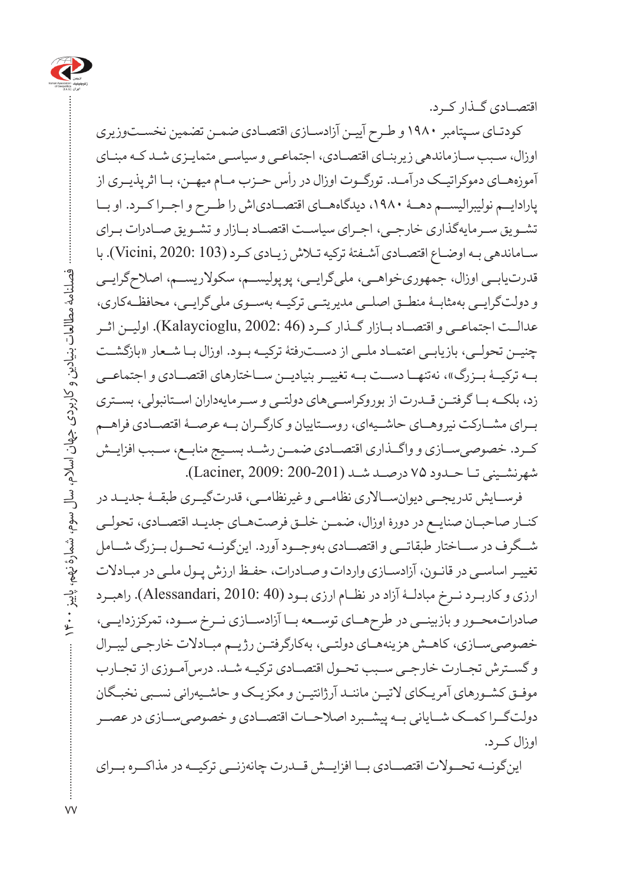اقتصـادی گـذار کـرد.

کودتـای سـپتامبر ۱۹۸۰ و طـرح آیـین آزادسـازی اقتصـادی ضمـن تضمین نخسـت‌وزیری اوزال، سـبب سـازماندهی زیربنـای اقتصـادی، اجتماعـی و سیاسـی متمایـزی شـد کـه مبنـای آموزه‌هـای دموکراتیـک درآمـد. تورگـوت اوزال در رأس حـزب مـام میهـن، بـا اثرپذیـری از پارادایـم نولیبرالیسـم دهـهٔ ۱۹۸۰، دیدگاه‌هـای اقتصـادی‌اش را طـرح و اجـرا کـرد. او بـا تشـویق سـرمایه‌گذاری خارجـی، اجـرای سیاسـت اقتصـاد بـازار و تشـویق صـادرات بـرای سـاماندهی بـه اوضـاع اقتصـادی آشـفتهٔ ترکیه تـلاش زیـادی کـرد (Vicini, 2020: 103). با قدرت‌یابـی اوزال، جمهوری‌خواهـی، ملی‌گرایـی، پوپولیسـم، سکولاریسـم، اصلاح‌گرایـی و دولت‌گرایـی به‌مثابـهٔ منطـق اصلـی مدیریتـی ترکیـه به‌سـوی ملی‌گرایـی، محافظـه‌کاری، عدالـت اجتماعـی و اقتصـاد بـازار گـذار کـرد (Kalaycioglu, 2002: 46). اولیـن اثـر چنیـن تحولـی، بازیابـی اعتمـاد ملـی از دسـت‌رفتهٔ ترکیـه بـود. اوزال بـا شـعار «بازگشـت بـه ترکیـهٔ بـزرگ»، نه‌تنهـا دسـت بـه تغییـر بنیادیـن سـاختارهای اقتصـادی و اجتماعـی زد، بلکـه بـا گرفتـن قـدرت از بوروکراسـی‌های دولتـی و سـرمایه‌داران اسـتانبولی، بسـتری بـرای مشـارکت نیروهـای حاشـیه‌ای، روسـتاییان و کارگـران بـه عرصـهٔ اقتصـادی فراهـم کـرد. خصوصی‌سـازی و واگـذاری اقتصـادی ضمـن رشـد بسـیج منابـع، سـبب افزایـش شهرنشـینی تـا حـدود ۷۵ درصـد شـد (Laciner, 2009: 200-201).

فرسـایش تدریجـی دیوان‌سـالاری نظامـی و غیرنظامـی، قدرت‌گیـری طبقـهٔ جدیـد در کنـار صاحبـان صنایـع در دورهٔ اوزال، ضمـن خلـق فرصت‌هـای جدیـد اقتصـادی، تحولـی شـگرف در سـاختار طبقاتـی و اقتصـادی به‌وجـود آورد. این‌گونـه تحـول بـزرگ شـامل تغییـر اساسـی در قانـون، آزادسـازی واردات و صـادرات، حفـظ ارزش پـول ملـی در مبـادلات ارزی و کاربـرد نـرخ مبادلـهٔ آزاد در نظـام ارزی بـود (Alessandari, 2010: 40). راهبـرد صادرات‌محـور و بازبینـی در طرح‌هـای توسـعه بـا آزادسـازی نـرخ سـود، تمرکززدایـی، خصوصی‌سـازی، کاهـش هزینه‌هـای دولتـی، به‌کارگرفتـن رژیـم مبـادلات خارجـی لیبـرال و گسـترش تجـارت خارجـی سـبب تحـول اقتصـادی ترکیـه شـد. درس‌آمـوزی از تجـارب موفـق کشـورهای آمریـکای لاتیـن ماننـد آرژانتیـن و مکزیـک و حاشـیه‌رانی نسـبی نخبـگان دولت‌گـرا کمـک شـایانی بـه پیشـبرد اصلاحـات اقتصـادی و خصوصی‌سـازی در عصـر اوزال کـرد.

این‌گونـه تحـولات اقتصـادی بـا افزایـش قـدرت چانه‌زنـی ترکیـه در مذاکـره بـرای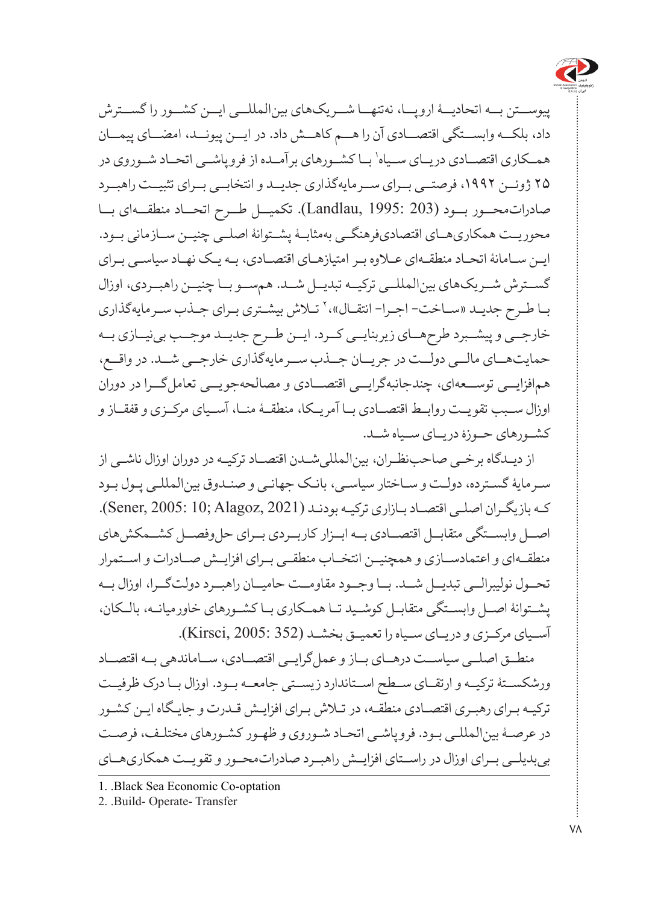پیوستن به اتحادیهٔ اروپا، نه‌تنها شریک‌های بین‌المللی این کشور را گسترش داد، بلکه وابستگی اقتصادی آن را هم کاهش داد. در این پیوند، امضای پیمان همکاری اقتصادی دریای سیاه[1] با کشورهای برآمده از فروپاشی اتحاد شوروی در ۲۵ ژوئن ۱۹۹۲، فرصتی برای سرمایه‌گذاری جدید و انتخابی برای تثبیت راهبرد صادرات‌محور بود (Landlau, 1995: 203). تکمیل طرح اتحاد منطقه‌ای با محوریت همکاری‌های اقتصادی‌فرهنگی به‌مثابهٔ پشتوانهٔ اصلی چنین سازمانی بود. این سامانهٔ اتحاد منطقه‌ای علاوه بر امتیازهای اقتصادی، به یک نهاد سیاسی برای گسترش شریک‌های بین‌المللی ترکیه تبدیل شد. هم‌سو با چنین راهبردی، اوزال با طرح جدید «ساخت- اجرا- انتقال»،[2] تلاش بیشتری برای جذب سرمایه‌گذاری خارجی و پیشبرد طرح‌های زیربنایی کرد. این طرح جدید موجب بی‌نیازی به حمایت‌های مالی دولت در جریان جذب سرمایه‌گذاری خارجی شد. در واقع، هم‌افزایی توسعه‌ای، چندجانبه‌گرایی اقتصادی و مصالحه‌جویی تعامل‌گرا در دوران اوزال سبب تقویت روابط اقتصادی با آمریکا، منطقهٔ منا، آسیای مرکزی و قفقاز و کشورهای حوزهٔ دریای سیاه شد.

از دیدگاه برخی صاحب‌نظران، بین‌المللی‌شدن اقتصاد ترکیه در دوران اوزال ناشی از سرمایهٔ گسترده، دولت و ساختار سیاسی، بانک جهانی و صندوق بین‌المللی پول بود که بازیگران اصلی اقتصاد بازاری ترکیه بودند (Sener, 2005: 10; Alagoz, 2021). اصل وابستگی متقابل اقتصادی به ابزار کاربردی برای حل‌وفصل کشمکش‌های منطقه‌ای و اعتمادسازی و همچنین انتخاب منطقی برای افزایش صادرات و استمرار تحول نولیبرالی تبدیل شد. با وجود مقاومت حامیان راهبرد دولت‌گرا، اوزال به پشتوانهٔ اصل وابستگی متقابل کوشید تا همکاری با کشورهای خاورمیانه، بالکان، آسیای مرکزی و دریای سیاه را تعمیق بخشد (Kirsci, 2005: 352).

منطق اصلی سیاست درهای باز و عمل‌گرایی اقتصادی، ساماندهی به اقتصاد ورشکستهٔ ترکیه و ارتقای سطح استاندارد زیستی جامعه بود. اوزال با درک ظرفیت ترکیه برای رهبری اقتصادی منطقه، در تلاش برای افزایش قدرت و جایگاه این کشور در عرصهٔ بین‌المللی بود. فروپاشی اتحاد شوروی و ظهور کشورهای مختلف، فرصت بی‌بدیلی برای اوزال در راستای افزایش راهبرد صادرات‌محور و تقویت همکاری‌های

1. .Black Sea Economic Co-optation
2. .Build- Operate- Transfer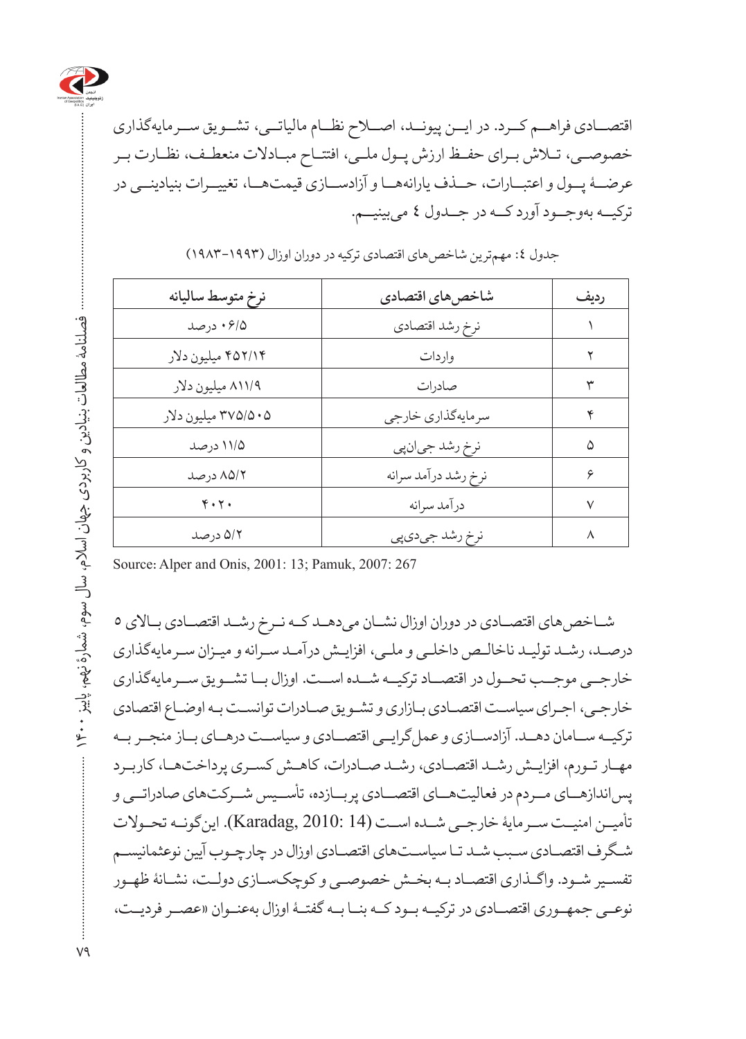اقتصــادی فراهــم کــرد. در ایــن پیونــد، اصــلاح نظــام مالیاتــی، تشــویق ســرمایه‌گذاری خصوصــی، تــلاش بــرای حفــظ ارزش پــول ملــی، افتتــاح مبــادلات منعطــف، نظــارت بــر عرضــهٔ پــول و اعتبــارات، حــذف یارانه‌هــا و آزادســازی قیمت‌هــا، تغییــرات بنیادینــی در ترکیــه به‌وجــود آورد کــه در جــدول ٤ می‌بینیــم.

جدول ٤: مهم‌ترین شاخص‌های اقتصادی ترکیه در دوران اوزال (۱۹۹۳-۱۹۸۳)

| ردیف | شاخص‌های اقتصادی | نرخ متوسط سالیانه |
|---|---|---|
| ۱ | نرخ رشد اقتصادی | ۰۶/۵ درصد |
| ۲ | واردات | ۴۵۲/۱۴ میلیون دلار |
| ۳ | صادرات | ۸۱۱/۹ میلیون دلار |
| ۴ | سرمایه‌گذاری خارجی | ۳۷۵/۵۰۵ میلیون دلار |
| ۵ | نرخ رشد جی‌ان‌پی | ۱۱/۵ درصد |
| ۶ | نرخ رشد درآمد سرانه | ۸۵/۲ درصد |
| ۷ | درآمد سرانه | ۴۰۲۰ |
| ۸ | نرخ رشد جی‌دی‌پی | ۵/۲ درصد |

Source: Alper and Onis, 2001: 13; Pamuk, 2007: 267

شــاخص‌های اقتصــادی در دوران اوزال نشــان می‌دهــد کــه نــرخ رشــد اقتصــادی بــالای ۵ درصــد، رشــد تولیــد ناخالــص داخلــی و ملــی، افزایــش درآمــد ســرانه و میــزان ســرمایه‌گذاری خارجــی موجــب تحــول در اقتصــاد ترکیــه شــده اســت. اوزال بــا تشــویق ســرمایه‌گذاری خارجــی، اجــرای سیاســت اقتصــادی بــازاری و تشــویق صــادرات توانســت بــه اوضــاع اقتصادی ترکیــه ســامان دهــد. آزادســازی و عمل‌گرایــی اقتصــادی و سیاســت درهــای بــاز منجــر بــه مهــار تــورم، افزایــش رشــد اقتصــادی، رشــد صــادرات، کاهــش کســری پرداخت‌هــا، کاربــرد پس‌اندازهــای مــردم در فعالیت‌هــای اقتصــادی پربــازده، تأســیس شــرکت‌های صادراتــی و تأمیــن امنیــت ســرمایهٔ خارجــی شــده اســت (Karadag, 2010: 14). این‌گونــه تحــولات شــگرف اقتصــادی ســبب شــد تــا سیاســت‌های اقتصــادی اوزال در چارچــوب آییــن نوعثمانیســم تفســیر شــود. واگــذاری اقتصــاد بــه بخــش خصوصــی و کوچک‌ســازی دولــت، نشــانهٔ ظهــور نوعــی جمهــوری اقتصــادی در ترکیــه بــود کــه بنــا بــه گفتــهٔ اوزال به‌عنــوان «عصــر فردیــت،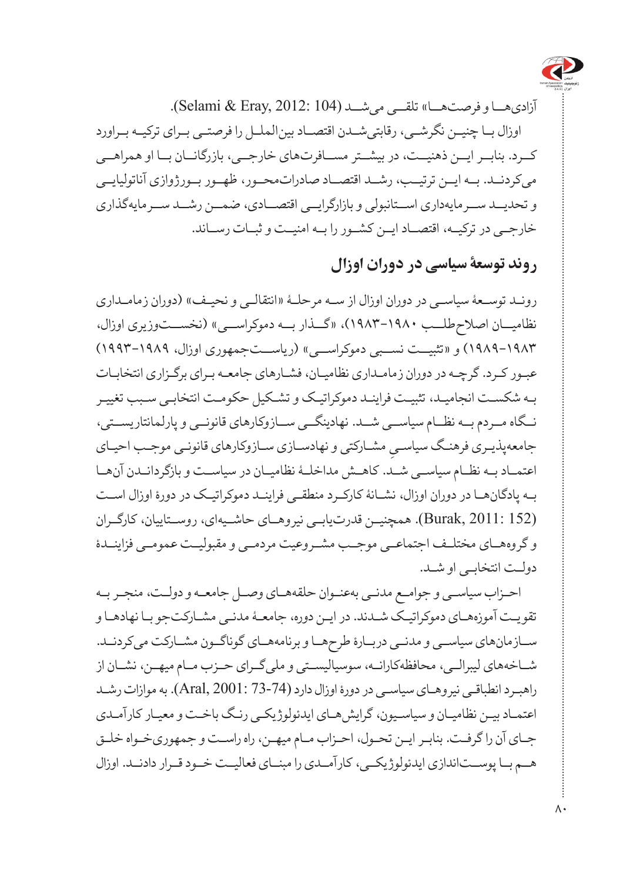آزادی‌ها و فرصت‌ها» تلقی می‌شد (Selami & Eray, 2012: 104).

اوزال با چنین نگرشی، رقابتی‌شدن اقتصاد بین‌الملل را فرصتی برای ترکیه براورد کرد. بنابر این ذهنیت، در بیشتر مسافرت‌های خارجی، بازرگانان با او همراهی می‌کردند. به این ترتیب، رشد اقتصاد صادرات‌محور، ظهور بورژوازی آناتولیایی و تحدید سرمایه‌داری استانبولی و بازارگرایی اقتصادی، ضمن رشد سرمایه‌گذاری خارجی در ترکیه، اقتصاد این کشور را به امنیت و ثبات رساند.

## روند توسعۀ سیاسی در دوران اوزال

روند توسعۀ سیاسی در دوران اوزال از سه مرحلۀ «انتقالی و نحیف» (دوران زمامداری نظامیان اصلاح‌طلب ۱۹۸۰-۱۹۸۳)، «گذار به دموکراسی» (نخست‌وزیری اوزال، ۱۹۸۳-۱۹۸۹) و «تثبیت نسبی دموکراسی» (ریاست‌جمهوری اوزال، ۱۹۸۹-۱۹۹۳) عبور کرد. گرچه در دوران زمامداری نظامیان، فشارهای جامعه برای برگزاری انتخابات به شکست انجامید، تثبیت فرایند دموکراتیک و تشکیل حکومت انتخابی سبب تغییر نگاه مردم به نظام سیاسی شد. نهادینگی سازوکارهای قانونی و پارلمانتاریستی، جامعه‌پذیری فرهنگ سیاسیِ مشارکتی و نهادسازی سازوکارهای قانونی موجب احیای اعتماد به نظام سیاسی شد. کاهش مداخلۀ نظامیان در سیاست و بازگرداندن آن‌ها به پادگان‌ها در دوران اوزال، نشانۀ کارکرد منطقی فرایند دموکراتیک در دورۀ اوزال است (Burak, 2011: 152). همچنین قدرت‌یابی نیروهای حاشیه‌ای، روستاییان، کارگران و گروه‌های مختلف اجتماعی موجب مشروعیت مردمی و مقبولیت عمومی فزایندۀ دولت انتخابی او شد.

احزاب سیاسی و جوامع مدنی به‌عنوان حلقه‌های وصل جامعه و دولت، منجر به تقویت آموزه‌های دموکراتیک شدند. در این دوره، جامعۀ مدنی مشارکت‌جو با نهادها و سازمان‌های سیاسی و مدنی دربارۀ طرح‌ها و برنامه‌های گوناگون مشارکت می‌کردند. شاخه‌های لیبرالی، محافظه‌کارانه، سوسیالیستی و ملی‌گرای حزب مام میهن، نشان از راهبرد انطباقی نیروهای سیاسی در دورۀ اوزال دارد (Aral, 2001: 73-74). به موازات رشد اعتماد بین نظامیان و سیاسیون، گرایش‌های ایدئولوژیکی رنگ باخت و معیار کارآمدی جای آن را گرفت. بنابر این تحول، احزاب مام میهن، راه راست و جمهوری‌خواه خلق هم با پوست‌اندازی ایدئولوژیکی، کارآمدی را مبنای فعالیت خود قرار دادند. اوزال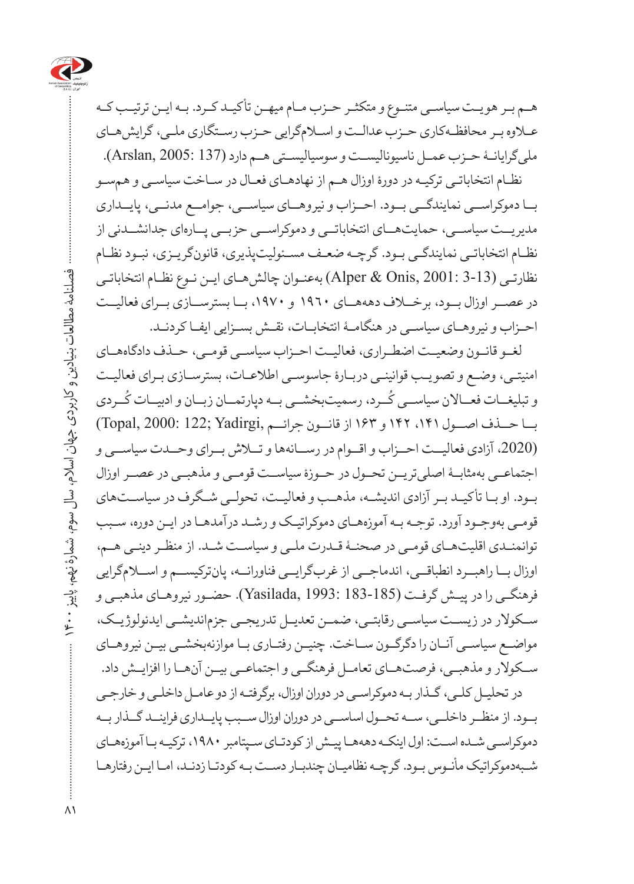هم بر هویت سیاسی متنوع و متکثر حزب مام میهن تأکید کرد. به این ترتیب که علاوه بر محافظه‌کاری حزب عدالت و اسلام‌گرایی حزب رستگاری ملی، گرایش‌های ملی‌گرایانهٔ حزب عمل ناسیونالیست و سوسیالیستی هم دارد (Arslan, 2005: 137).

نظام انتخاباتی ترکیه در دورهٔ اوزال هم از نهادهای فعال در ساخت سیاسی و همسو با دموکراسی نمایندگی بود. احزاب و نیروهای سیاسی، جوامع مدنی، پایداری مدیریت سیاسی، حمایت‌های انتخاباتی و دموکراسی حزبی پاره‌ای جدانشدنی از نظام انتخاباتی نمایندگی بود. گرچه ضعف مسئولیت‌پذیری، قانون‌گریزی، نبود نظام نظارتی (Alper & Onis, 2001: 3-13) به‌عنوان چالش‌های این نوع نظام انتخاباتی در عصر اوزال بود، برخلاف دهه‌های ۱۹۶۰ و ۱۹۷۰، با بسترسازی برای فعالیت احزاب و نیروهای سیاسی در هنگامهٔ انتخابات، نقش بسزایی ایفا کردند.

لغو قانون وضعیت اضطراری، فعالیت احزاب سیاسی قومی، حذف دادگاه‌های امنیتی، وضع و تصویب قوانینی دربارهٔ جاسوسی اطلاعات، بسترسازی برای فعالیت و تبلیغات فعالان سیاسی کُرد، رسمیت‌بخشی به دپارتمان زبان و ادبیات کُردی با حذف اصول ۱۴۱، ۱۴۲ و ۱۶۳ از قانون جرائم (Topal, 2000: 122; Yadirgi, 2020)، آزادی فعالیت احزاب و اقوام در رسانه‌ها و تلاش برای وحدت سیاسی و اجتماعی به‌مثابهٔ اصلی‌ترین تحول در حوزهٔ سیاست قومی و مذهبی در عصر اوزال بود. او با تأکید بر آزادی اندیشه، مذهب و فعالیت، تحولی شگرف در سیاست‌های قومی به‌وجود آورد. توجه به آموزه‌های دموکراتیک و رشد درآمدها در این دوره، سبب توانمندی اقلیت‌های قومی در صحنهٔ قدرت ملی و سیاست شد. از منظر دینی هم، اوزال با راهبرد انطباقی، اندماجی از غرب‌گرایی فناورانه، پان‌ترکیسم و اسلام‌گرایی فرهنگی را در پیش گرفت (Yasilada, 1993: 183-185). حضور نیروهای مذهبی و سکولار در زیست سیاسی رقابتی، ضمن تعدیل تدریجی جزم‌اندیشی ایدئولوژیک، مواضع سیاسی آنان را دگرگون ساخت. چنین رفتاری با موازنه‌بخشی بین نیروهای سکولار و مذهبی، فرصت‌های تعامل فرهنگی و اجتماعی بین آن‌ها را افزایش داد.

در تحلیل کلی، گذار به دموکراسی در دوران اوزال، برگرفته از دو عامل داخلی و خارجی بود. از منظر داخلی، سه تحول اساسی در دوران اوزال سبب پایداری فرایند گذار به دموکراسی شده است: اول اینکه دهه‌ها پیش از کودتای سپتامبر ۱۹۸۰، ترکیه با آموزه‌های شبه‌دموکراتیک مأنوس بود. گرچه نظامیان چندبار دست به کودتا زدند، اما این رفتارها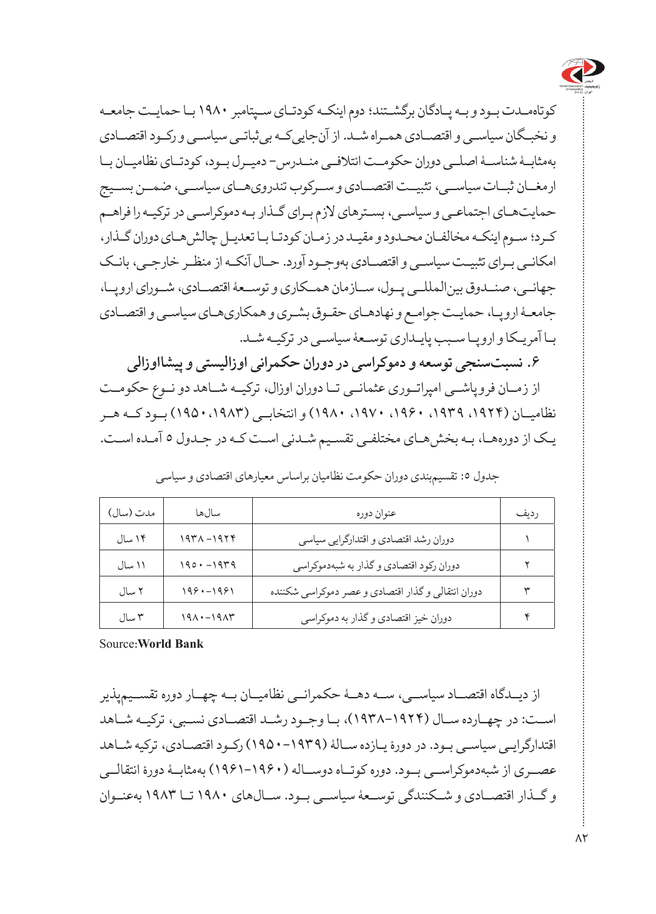کوتاه‌مدت بود و به پادگان برگشتند؛ دوم اینکه کودتای سپتامبر ۱۹۸۰ با حمایت جامعه و نخبگان سیاسی و اقتصادی همراه شد. از آن‌جایی‌که بی‌ثباتی سیاسی و رکود اقتصادی به‌مثابهٔ شناسهٔ اصلی دوران حکومت ائتلافی مندرس- دمیرل بود، کودتای نظامیان با ارمغان ثبات سیاسی، تثبیت اقتصادی و سرکوب تندروی‌های سیاسی، ضمن بسیج حمایت‌های اجتماعی و سیاسی، بسترهای لازم برای گذار به دموکراسی در ترکیه را فراهم کرد؛ سوم اینکه مخالفان محدود و مقید در زمان کودتا با تعدیل چالش‌های دوران گذار، امکانی برای تثبیت سیاسی و اقتصادی به‌وجود آورد. حال آنکه از منظر خارجی، بانک جهانی، صندوق بین‌المللی پول، سازمان همکاری و توسعهٔ اقتصادی، شورای اروپا، جامعهٔ اروپا، حمایت جوامع و نهادهای حقوق بشری و همکاری‌های سیاسی و اقتصادی با آمریکا و اروپا سبب پایداری توسعهٔ سیاسی در ترکیه شد.

## ۶. نسبت‌سنجی توسعه و دموکراسی در دوران حکمرانی اوزالیستی و پیشااوزالی

از زمان فروپاشی امپراتوری عثمانی تا دوران اوزال، ترکیه شاهد دو نوع حکومت نظامیان (۱۹۲۴، ۱۹۳۹، ۱۹۶۰، ۱۹۷۰، ۱۹۸۰) و انتخابی (۱۹۸۳، ۱۹۵۰) بود که هر یک از دوره‌ها، به بخش‌های مختلفی تقسیم شدنی است که در جدول ۵ آمده است.

جدول ۵: تقسیم‌بندی دوران حکومت نظامیان براساس معیارهای اقتصادی و سیاسی

| ردیف | عنوان دوره | سال‌ها | مدت (سال) |
|---|---|---|---|
| ۱ | دوران رشد اقتصادی و اقتدارگرایی سیاسی | ۱۹۲۴-۱۹۳۸ | ۱۴ سال |
| ۲ | دوران رکود اقتصادی و گذار به شبه‌دموکراسی | ۱۹۳۹- ۱۹۵۰ | ۱۱ سال |
| ۳ | دوران انتقالی و گذار اقتصادی و عصر دموکراسی شکننده | ۱۹۶۰-۱۹۶۱ | ۲ سال |
| ۴ | دوران خیز اقتصادی و گذار به دموکراسی | ۱۹۸۰-۱۹۸۳ | ۳ سال |

Source:**World Bank**

از دیدگاه اقتصاد سیاسی، سه دهۀ حکمرانی نظامیان به چهار دوره تقسیم‌پذیر است: در چهارده سال (۱۹۲۴-۱۹۳۸)، با وجود رشد اقتصادی نسبی، ترکیه شاهد اقتدارگرایی سیاسی بود. در دورۀ یازده سالۀ (۱۹۳۹- ۱۹۵۰) رکود اقتصادی، ترکیه شاهد عصری از شبه‌دموکراسی بود. دوره کوتاه دوساله (۱۹۶۰-۱۹۶۱) به‌مثابۀ دورۀ انتقالی و گذار اقتصادی و شکنندگی توسعۀ سیاسی بود. سال‌های ۱۹۸۰ تا ۱۹۸۳ به‌عنوان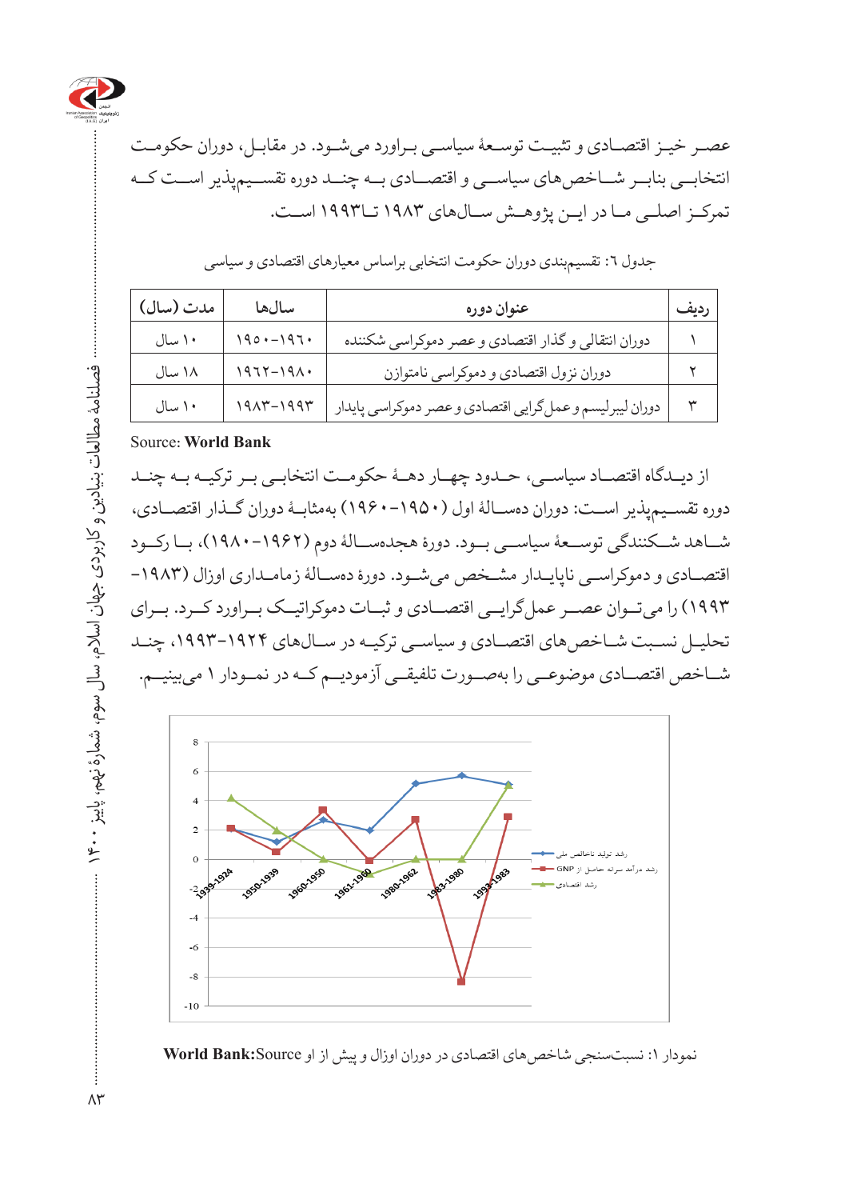عصر خیز اقتصادی و تثبیت توسعهٔ سیاسی براورد می‌شود. در مقابل، دوران حکومت انتخابی بنابر شاخص‌های سیاسی و اقتصادی به چند دوره تقسیم‌پذیر است که تمرکز اصلی ما در این پژوهش سال‌های ۱۹۸۳ تا۱۹۹۳ است.

جدول ٦: تقسیم‌بندی دوران حکومت انتخابی براساس معیارهای اقتصادی و سیاسی

| ردیف | عنوان دوره | سال‌ها | مدت (سال) |
|---|---|---|---|
| ١ | دوران انتقالی و گذار اقتصادی و عصر دموکراسی شکننده | ١٩٥٠-١٩٦٠ | ١٠ سال |
| ٢ | دوران نزول اقتصادی و دموکراسی نامتوازن | ١٩٦٢-١٩٨٠ | ١٨ سال |
| ٣ | دوران لیبرلیسم و عمل‌گرایی اقتصادی و عصر دموکراسی پایدار | ١٩٨٣-١٩٩٣ | ١٠ سال |

Source: **World Bank**

از دیدگاه اقتصاد سیاسی، حدود چهار دههٔ حکومت انتخابی بر ترکیه به چند دوره تقسیم‌پذیر است: دوران دهسالهٔ اول (۱۹۵۰-۱۹۶۰) به‌مثابهٔ دوران گذار اقتصادی، شاهد شکنندگی توسعهٔ سیاسی بود. دورهٔ هجده‌سالهٔ دوم (۱۹۶۲-۱۹۸۰)، با رکود اقتصادی و دموکراسی ناپایدار مشخص می‌شود. دورهٔ دهسالهٔ زمامداری اوزال (۱۹۸۳-۱۹۹۳) را می‌توان عصر عمل‌گرایی اقتصادی و ثبات دموکراتیک براورد کرد. برای تحلیل نسبت شاخص‌های اقتصادی و سیاسی ترکیه در سال‌های ۱۹۲۴-۱۹۹۳، چند شاخص اقتصادی موضوعی را به‌صورت تلفیقی آزمودیم که در نمودار ۱ می‌بینیم.

نمودار ۱: نسبت‌سنجی شاخص‌های اقتصادی در دوران اوزال و پیش از او **World Bank:Source**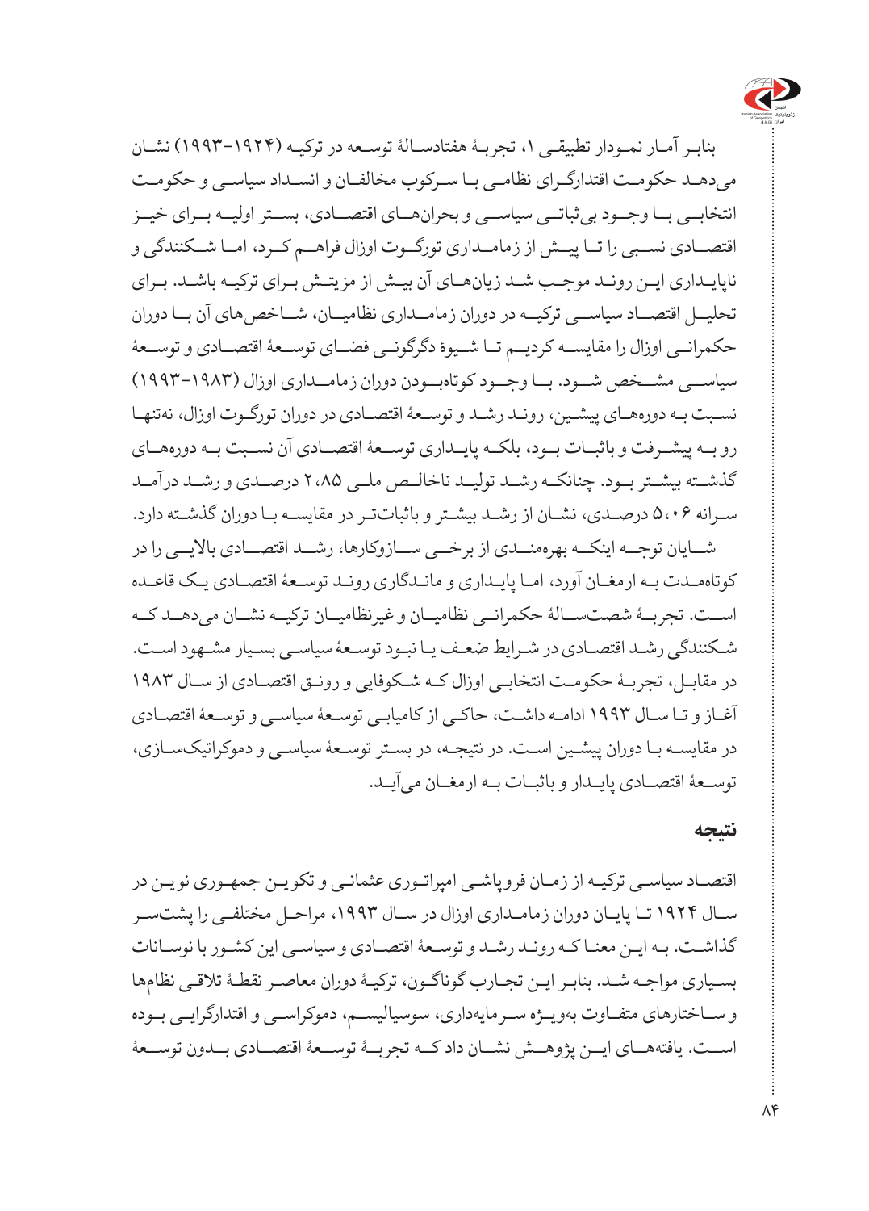بنابر آمار نمودار تطبیقی ۱، تجربهٔ هفتادسالهٔ توسعه در ترکیه (۱۹۲۴-۱۹۹۳) نشان می‌دهد حکومت اقتدارگرای نظامی با سرکوب مخالفان و انسداد سیاسی و حکومت انتخابی با وجود بی‌ثباتی سیاسی و بحران‌های اقتصادی، بستر اولیه برای خیز اقتصادی نسبی را تا پیش از زمامداری تورگوت اوزال فراهم کرد، اما شکنندگی و ناپایداری این روند موجب شد زیان‌های آن بیش از مزیتش برای ترکیه باشد. برای تحلیل اقتصاد سیاسی ترکیه در دوران زمامداری نظامیان، شاخص‌های آن با دوران حکمرانی اوزال را مقایسه کردیم تا شیوهٔ دگرگونی فضای توسعهٔ اقتصادی و توسعهٔ سیاسی مشخص شود. با وجود کوتاه‌بودن دوران زمامداری اوزال (۱۹۸۳-۱۹۹۳) نسبت به دوره‌های پیشین، روند رشد و توسعهٔ اقتصادی در دوران تورگوت اوزال، نه‌تنها رو به پیشرفت و باثبات بود، بلکه پایداری توسعهٔ اقتصادی آن نسبت به دوره‌های گذشته بیشتر بود. چنانکه رشد تولید ناخالص ملی ۲،۸۵ درصدی و رشد درآمد سرانه ۵،۰۶ درصدی، نشان از رشد بیشتر و باثبات‌تر در مقایسه با دوران گذشته دارد.

شایان توجه اینکه بهره‌مندی از برخی سازوکارها، رشد اقتصادی بالایی را در کوتاه‌مدت به ارمغان آورد، اما پایداری و ماندگاری روند توسعهٔ اقتصادی یک قاعده است. تجربهٔ شصت‌سالهٔ حکمرانی نظامیان و غیرنظامیان ترکیه نشان می‌دهد که شکنندگی رشد اقتصادی در شرایط ضعف یا نبود توسعهٔ سیاسی بسیار مشهود است. در مقابل، تجربهٔ حکومت انتخابی اوزال که شکوفایی و رونق اقتصادی از سال ۱۹۸۳ آغاز و تا سال ۱۹۹۳ ادامه داشت، حاکی از کامیابی توسعهٔ سیاسی و توسعهٔ اقتصادی در مقایسه با دوران پیشین است. در نتیجه، در بستر توسعهٔ سیاسی و دموکراتیک‌سازی، توسعهٔ اقتصادی پایدار و باثبات به ارمغان می‌آید.

## نتیجه

اقتصاد سیاسی ترکیه از زمان فروپاشی امپراتوری عثمانی و تکوین جمهوری نوین در سال ۱۹۲۴ تا پایان دوران زمامداری اوزال در سال ۱۹۹۳، مراحل مختلفی را پشت‌سر گذاشت. به این معنا که روند رشد و توسعهٔ اقتصادی و سیاسی این کشور با نوسانات بسیاری مواجه شد. بنابر این تجارب گوناگون، ترکیهٔ دوران معاصر نقطهٔ تلاقی نظام‌ها و ساختارهای متفاوت به‌ویژه سرمایه‌داری، سوسیالیسم، دموکراسی و اقتدارگرایی بوده است. یافته‌های این پژوهش نشان داد که تجربهٔ توسعهٔ اقتصادی بدون توسعهٔ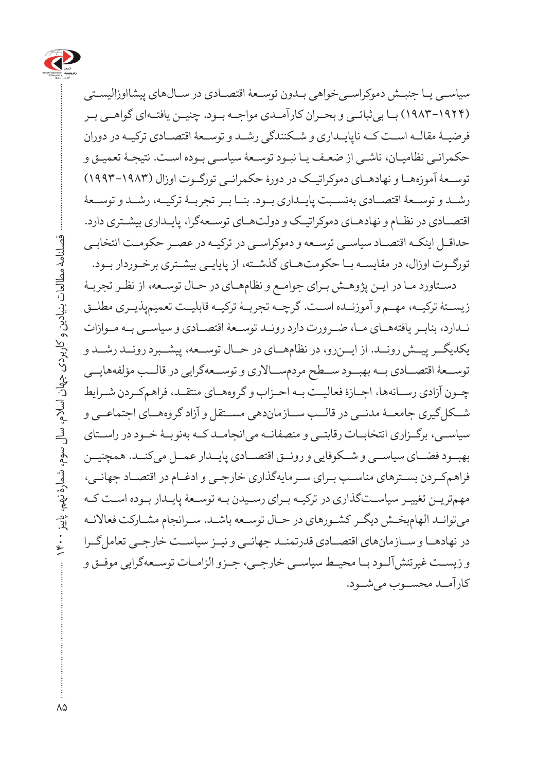سیاسی یا جنبش دموکراسی‌خواهی بدون توسعهٔ اقتصادی در سال‌های پیشااوزالیستی (۱۹۲۴-۱۹۸۳) با بی‌ثباتی و بحران کارآمدی مواجه بود. چنین یافته‌ای گواهی بر فرضیهٔ مقاله است که ناپایداری و شکنندگی رشد و توسعهٔ اقتصادی ترکیه در دوران حکمرانی نظامیان، ناشی از ضعف یا نبود توسعهٔ سیاسی بوده است. نتیجهٔ تعمیق و توسعهٔ آموزه‌ها و نهادهای دموکراتیک در دورهٔ حکمرانی تورگوت اوزال (۱۹۸۳-۱۹۹۳) رشد و توسعهٔ اقتصادی به‌نسبت پایداری بود. بنا بر تجربهٔ ترکیه، رشد و توسعهٔ اقتصادی در نظام و نهادهای دموکراتیک و دولت‌های توسعه‌گرا، پایداری بیشتری دارد. حداقل اینکه اقتصاد سیاسی توسعه و دموکراسی در ترکیه در عصر حکومت انتخابی تورگوت اوزال، در مقایسه با حکومت‌های گذشته، از پایایی بیشتری برخوردار بود.

دستاورد ما در این پژوهش برای جوامع و نظام‌های در حال توسعه، از نظر تجربهٔ زیستهٔ ترکیه، مهم و آموزنده است. گرچه تجربهٔ ترکیه قابلیت تعمیم‌پذیری مطلق ندارد، بنابر یافته‌های ما، ضرورت دارد روند توسعهٔ اقتصادی و سیاسی به موازات یکدیگر پیش روند. از این‌رو، در نظام‌های در حال توسعه، پیشبرد روند رشد و توسعهٔ اقتصادی به بهبود سطح مردم‌سالاری و توسعه‌گرایی در قالب مؤلفه‌هایی چون آزادی رسانه‌ها، اجازهٔ فعالیت به احزاب و گروه‌های منتقد، فراهم‌کردن شرایط شکل‌گیری جامعهٔ مدنی در قالب سازمان‌دهی مستقل و آزاد گروه‌های اجتماعی و سیاسی، برگزاری انتخابات رقابتی و منصفانه می‌انجامد که به‌نوبهٔ خود در راستای بهبود فضای سیاسی و شکوفایی و رونق اقتصادی پایدار عمل می‌کند. همچنین فراهم‌کردن بسترهای مناسب برای سرمایه‌گذاری خارجی و ادغام در اقتصاد جهانی، مهم‌ترین تغییر سیاست‌گذاری در ترکیه برای رسیدن به توسعهٔ پایدار بوده است که می‌تواند الهام‌بخش دیگر کشورهای در حال توسعه باشد. سرانجام مشارکت فعالانه در نهادها و سازمان‌های اقتصادی قدرتمند جهانی و نیز سیاست خارجی تعامل‌گرا و زیست غیرتنش‌آلود با محیط سیاسی خارجی، جزو الزامات توسعه‌گرایی موفق و کارآمد محسوب می‌شود.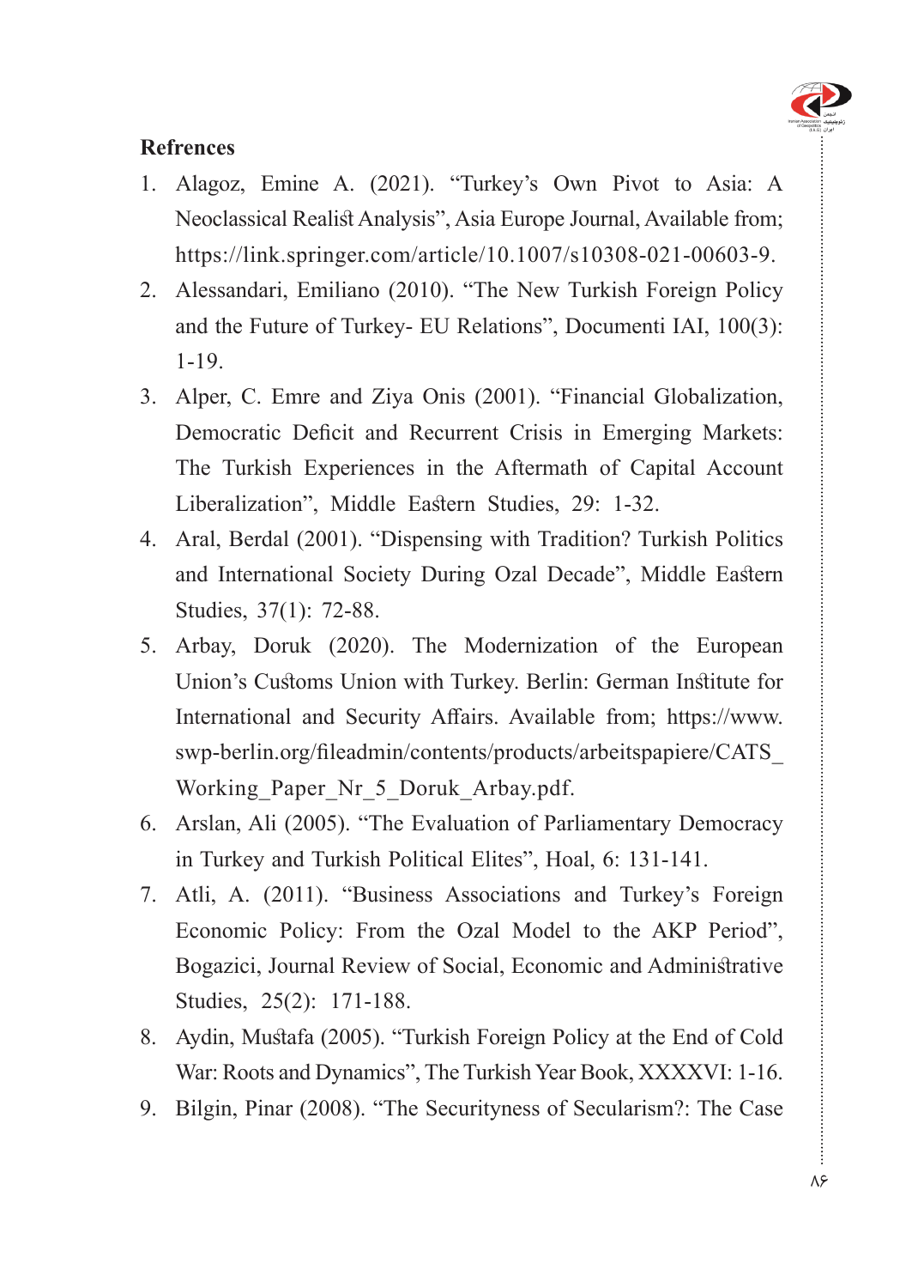## Refrences

1. Alagoz, Emine A. (2021). “Turkey’s Own Pivot to Asia: A Neoclassical Realist Analysis”, Asia Europe Journal, Available from; https://link.springer.com/article/10.1007/s10308-021-00603-9.
2. Alessandari, Emiliano (2010). “The New Turkish Foreign Policy and the Future of Turkey- EU Relations”, Documenti IAI, 100(3): 1-19.
3. Alper, C. Emre and Ziya Onis (2001). “Financial Globalization, Democratic Deficit and Recurrent Crisis in Emerging Markets: The Turkish Experiences in the Aftermath of Capital Account Liberalization”, Middle Eastern Studies, 29: 1-32.
4. Aral, Berdal (2001). “Dispensing with Tradition? Turkish Politics and International Society During Ozal Decade”, Middle Eastern Studies, 37(1): 72-88.
5. Arbay, Doruk (2020). The Modernization of the European Union’s Customs Union with Turkey. Berlin: German Institute for International and Security Affairs. Available from; https://www.swp-berlin.org/fileadmin/contents/products/arbeitspapiere/CATS_Working_Paper_Nr_5_Doruk_Arbay.pdf.
6. Arslan, Ali (2005). “The Evaluation of Parliamentary Democracy in Turkey and Turkish Political Elites”, Hoal, 6: 131-141.
7. Atli, A. (2011). “Business Associations and Turkey’s Foreign Economic Policy: From the Ozal Model to the AKP Period”, Bogazici, Journal Review of Social, Economic and Administrative Studies, 25(2): 171-188.
8. Aydin, Mustafa (2005). “Turkish Foreign Policy at the End of Cold War: Roots and Dynamics”, The Turkish Year Book, XXXXVI: 1-16.
9. Bilgin, Pinar (2008). “The Securityness of Secularism?: The Case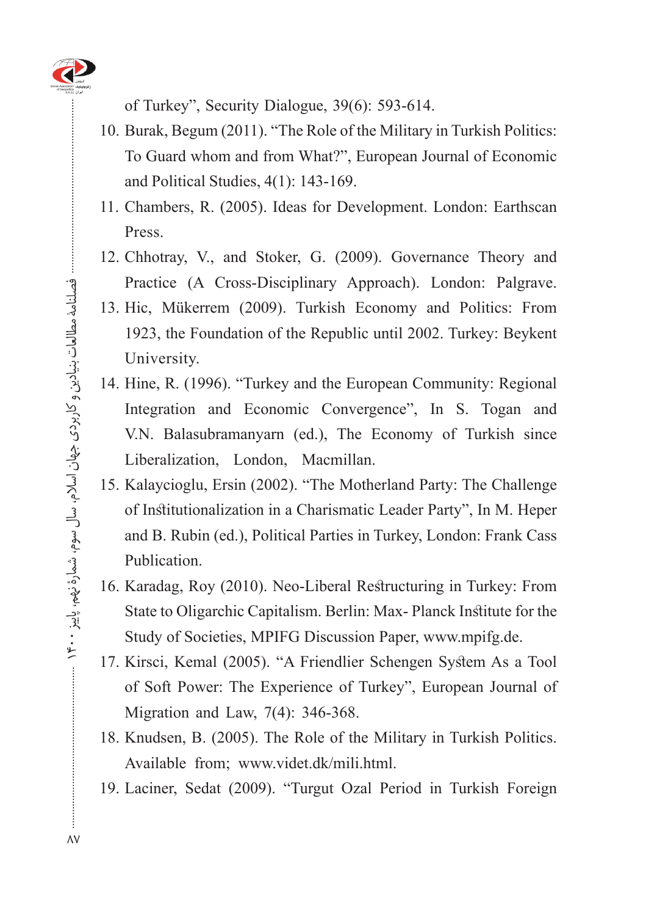of Turkey", Security Dialogue, 39(6): 593-614.

10. Burak, Begum (2011). "The Role of the Military in Turkish Politics: To Guard whom and from What?", European Journal of Economic and Political Studies, 4(1): 143-169.
11. Chambers, R. (2005). Ideas for Development. London: Earthscan Press.
12. Chhotray, V., and Stoker, G. (2009). Governance Theory and Practice (A Cross-Disciplinary Approach). London: Palgrave.
13. Hic, Mükerrem (2009). Turkish Economy and Politics: From 1923, the Foundation of the Republic until 2002. Turkey: Beykent University.
14. Hine, R. (1996). "Turkey and the European Community: Regional Integration and Economic Convergence", In S. Togan and V.N. Balasubramanyarn (ed.), The Economy of Turkish since Liberalization, London, Macmillan.
15. Kalaycioglu, Ersin (2002). "The Motherland Party: The Challenge of Institutionalization in a Charismatic Leader Party", In M. Heper and B. Rubin (ed.), Political Parties in Turkey, London: Frank Cass Publication.
16. Karadag, Roy (2010). Neo-Liberal Restructuring in Turkey: From State to Oligarchic Capitalism. Berlin: Max- Planck Institute for the Study of Societies, MPIFG Discussion Paper, www.mpifg.de.
17. Kirsci, Kemal (2005). "A Friendlier Schengen System As a Tool of Soft Power: The Experience of Turkey", European Journal of Migration and Law, 7(4): 346-368.
18. Knudsen, B. (2005). The Role of the Military in Turkish Politics. Available from; www.videt.dk/mili.html.
19. Laciner, Sedat (2009). "Turgut Ozal Period in Turkish Foreign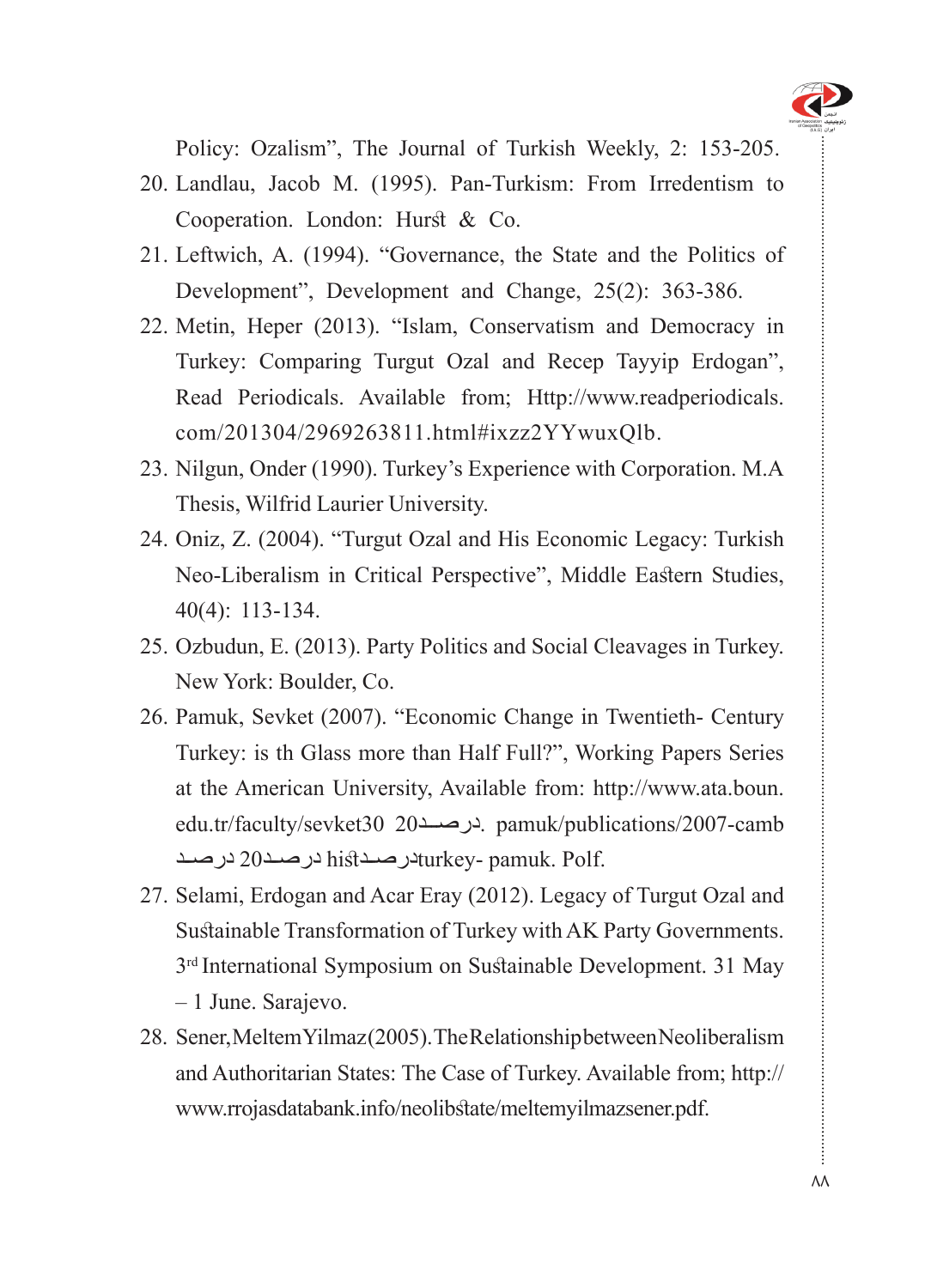Policy: Ozalism", The Journal of Turkish Weekly, 2: 153-205.

20. Landlau, Jacob M. (1995). Pan-Turkism: From Irredentism to Cooperation. London: Hurst & Co.
21. Leftwich, A. (1994). "Governance, the State and the Politics of Development", Development and Change, 25(2): 363-386.
22. Metin, Heper (2013). "Islam, Conservatism and Democracy in Turkey: Comparing Turgut Ozal and Recep Tayyip Erdogan", Read Periodicals. Available from; Http://www.readperiodicals.com/201304/2969263811.html#ixzz2YYwuxQlb.
23. Nilgun, Onder (1990). Turkey's Experience with Corporation. M.A Thesis, Wilfrid Laurier University.
24. Oniz, Z. (2004). "Turgut Ozal and His Economic Legacy: Turkish Neo-Liberalism in Critical Perspective", Middle Eastern Studies, 40(4): 113-134.
25. Ozbudun, E. (2013). Party Politics and Social Cleavages in Turkey. New York: Boulder, Co.
26. Pamuk, Sevket (2007). "Economic Change in Twentieth- Century Turkey: is th Glass more than Half Full?", Working Papers Series at the American University, Available from: http://www.ata.boun.edu.tr/faculty/sevket30 20درصد. pamuk/publications/2007-camb درصد 20درصد histدرصدturkey- pamuk. Polf.
27. Selami, Erdogan and Acar Eray (2012). Legacy of Turgut Ozal and Sustainable Transformation of Turkey with AK Party Governments. 3rd International Symposium on Sustainable Development. 31 May – 1 June. Sarajevo.
28. Sener, Meltem Yilmaz (2005). The Relationship between Neoliberalism and Authoritarian States: The Case of Turkey. Available from; http://www.rrojasdatabank.info/neolibstate/meltemyilmazsener.pdf.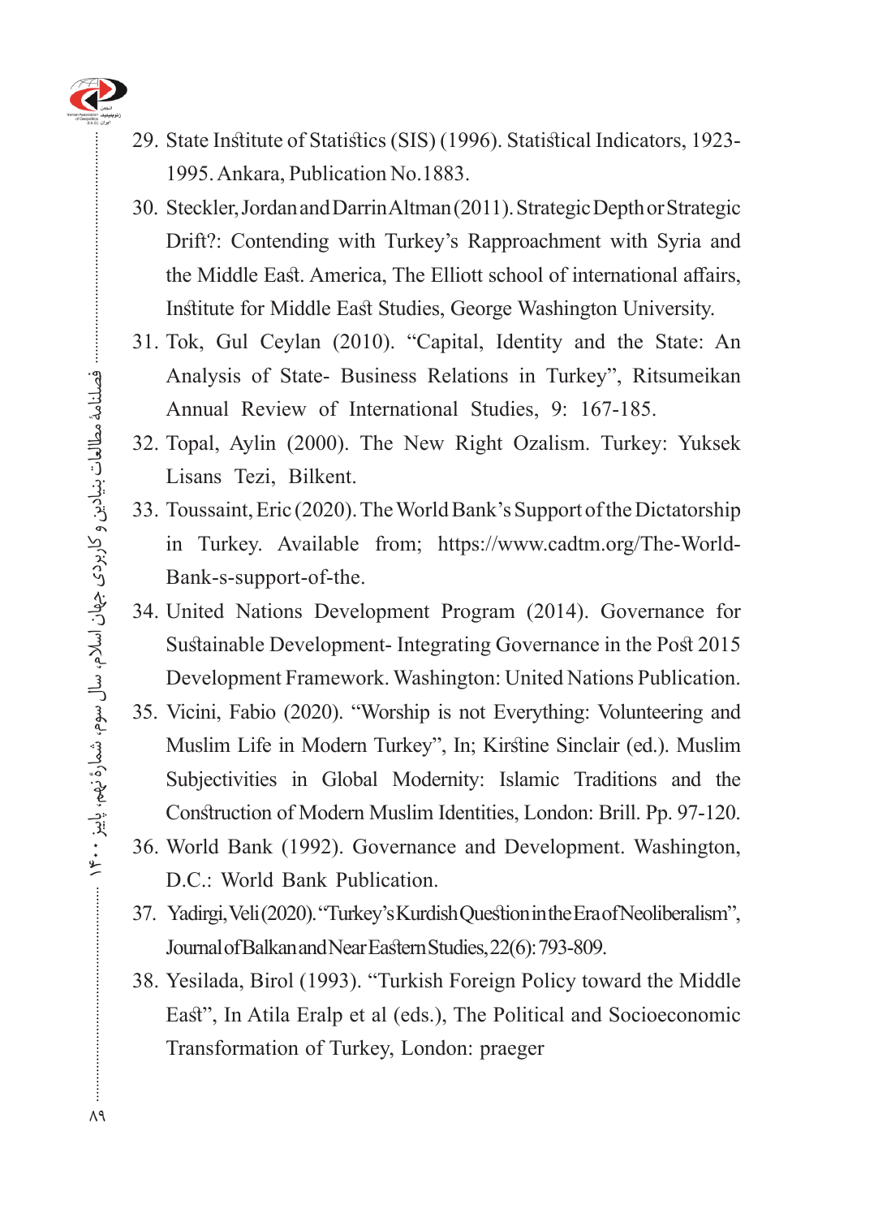29. State Institute of Statistics (SIS) (1996). Statistical Indicators, 1923-1995. Ankara, Publication No.1883.
30. Steckler, Jordan and Darrin Altman (2011). Strategic Depth or Strategic Drift?: Contending with Turkey's Rapproachment with Syria and the Middle East. America, The Elliott school of international affairs, Institute for Middle East Studies, George Washington University.
31. Tok, Gul Ceylan (2010). "Capital, Identity and the State: An Analysis of State- Business Relations in Turkey", Ritsumeikan Annual Review of International Studies, 9: 167-185.
32. Topal, Aylin (2000). The New Right Ozalism. Turkey: Yuksek Lisans Tezi, Bilkent.
33. Toussaint, Eric (2020). The World Bank's Support of the Dictatorship in Turkey. Available from; https://www.cadtm.org/The-World-Bank-s-support-of-the.
34. United Nations Development Program (2014). Governance for Sustainable Development- Integrating Governance in the Post 2015 Development Framework. Washington: United Nations Publication.
35. Vicini, Fabio (2020). "Worship is not Everything: Volunteering and Muslim Life in Modern Turkey", In; Kirstine Sinclair (ed.). Muslim Subjectivities in Global Modernity: Islamic Traditions and the Construction of Modern Muslim Identities, London: Brill. Pp. 97-120.
36. World Bank (1992). Governance and Development. Washington, D.C.: World Bank Publication.
37. Yadirgi, Veli (2020). "Turkey's Kurdish Question in the Era of Neoliberalism", Journal of Balkan and Near Eastern Studies, 22(6): 793-809.
38. Yesilada, Birol (1993). "Turkish Foreign Policy toward the Middle East", In Atila Eralp et al (eds.), The Political and Socioeconomic Transformation of Turkey, London: praeger